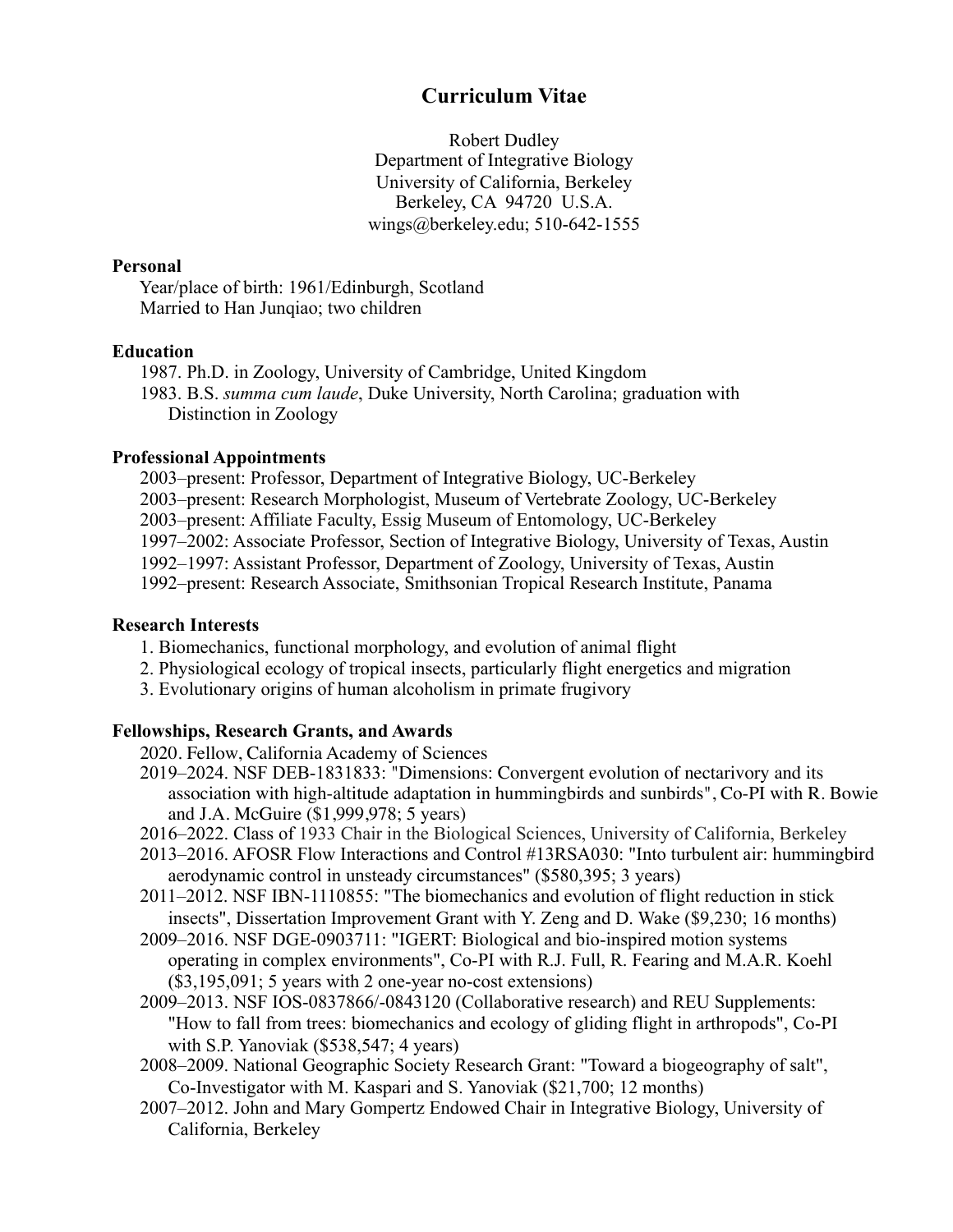# Curriculum Vitae

Robert Dudley
Department of Integrative Biology
University of California, Berkeley
Berkeley, CA 94720 U.S.A.
wings@berkeley.edu; 510-642-1555

## Personal

Year/place of birth: 1961/Edinburgh, Scotland
Married to Han Junqiao; two children

## Education

1987. Ph.D. in Zoology, University of Cambridge, United Kingdom
1983. B.S. *summa cum laude*, Duke University, North Carolina; graduation with Distinction in Zoology

## Professional Appointments

2003–present: Professor, Department of Integrative Biology, UC-Berkeley
2003–present: Research Morphologist, Museum of Vertebrate Zoology, UC-Berkeley
2003–present: Affiliate Faculty, Essig Museum of Entomology, UC-Berkeley
1997–2002: Associate Professor, Section of Integrative Biology, University of Texas, Austin
1992–1997: Assistant Professor, Department of Zoology, University of Texas, Austin
1992–present: Research Associate, Smithsonian Tropical Research Institute, Panama

## Research Interests

1. Biomechanics, functional morphology, and evolution of animal flight
2. Physiological ecology of tropical insects, particularly flight energetics and migration
3. Evolutionary origins of human alcoholism in primate frugivory

## Fellowships, Research Grants, and Awards

2020. Fellow, California Academy of Sciences
2019–2024. NSF DEB-1831833: "Dimensions: Convergent evolution of nectarivory and its association with high-altitude adaptation in hummingbirds and sunbirds", Co-PI with R. Bowie and J.A. McGuire ($1,999,978; 5 years)
2016–2022. Class of 1933 Chair in the Biological Sciences, University of California, Berkeley
2013–2016. AFOSR Flow Interactions and Control #13RSA030: "Into turbulent air: hummingbird aerodynamic control in unsteady circumstances" ($580,395; 3 years)
2011–2012. NSF IBN-1110855: "The biomechanics and evolution of flight reduction in stick insects", Dissertation Improvement Grant with Y. Zeng and D. Wake ($9,230; 16 months)
2009–2016. NSF DGE-0903711: "IGERT: Biological and bio-inspired motion systems operating in complex environments", Co-PI with R.J. Full, R. Fearing and M.A.R. Koehl ($3,195,091; 5 years with 2 one-year no-cost extensions)
2009–2013. NSF IOS-0837866/-0843120 (Collaborative research) and REU Supplements: "How to fall from trees: biomechanics and ecology of gliding flight in arthropods", Co-PI with S.P. Yanoviak ($538,547; 4 years)
2008–2009. National Geographic Society Research Grant: "Toward a biogeography of salt", Co-Investigator with M. Kaspari and S. Yanoviak ($21,700; 12 months)
2007–2012. John and Mary Gompertz Endowed Chair in Integrative Biology, University of California, Berkeley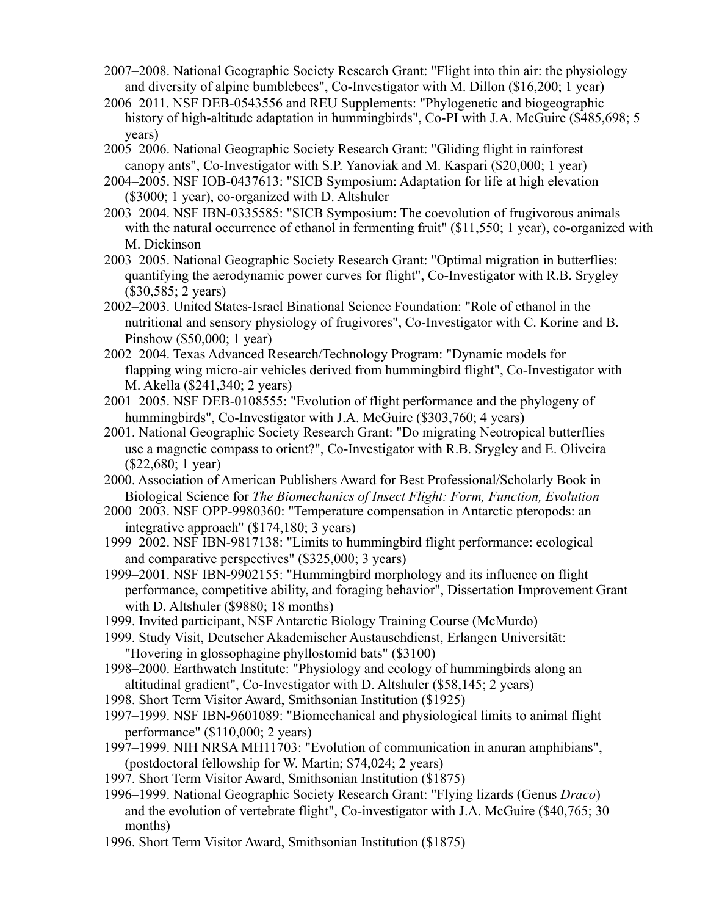2007–2008. National Geographic Society Research Grant: "Flight into thin air: the physiology and diversity of alpine bumblebees", Co-Investigator with M. Dillon ($16,200; 1 year)

2006–2011. NSF DEB-0543556 and REU Supplements: "Phylogenetic and biogeographic history of high-altitude adaptation in hummingbirds", Co-PI with J.A. McGuire ($485,698; 5 years)

2005–2006. National Geographic Society Research Grant: "Gliding flight in rainforest canopy ants", Co-Investigator with S.P. Yanoviak and M. Kaspari ($20,000; 1 year)

2004–2005. NSF IOB-0437613: "SICB Symposium: Adaptation for life at high elevation ($3000; 1 year), co-organized with D. Altshuler

2003–2004. NSF IBN-0335585: "SICB Symposium: The coevolution of frugivorous animals with the natural occurrence of ethanol in fermenting fruit" ($11,550; 1 year), co-organized with M. Dickinson

2003–2005. National Geographic Society Research Grant: "Optimal migration in butterflies: quantifying the aerodynamic power curves for flight", Co-Investigator with R.B. Srygley ($30,585; 2 years)

2002–2003. United States-Israel Binational Science Foundation: "Role of ethanol in the nutritional and sensory physiology of frugivores", Co-Investigator with C. Korine and B. Pinshow ($50,000; 1 year)

2002–2004. Texas Advanced Research/Technology Program: "Dynamic models for flapping wing micro-air vehicles derived from hummingbird flight", Co-Investigator with M. Akella ($241,340; 2 years)

2001–2005. NSF DEB-0108555: "Evolution of flight performance and the phylogeny of hummingbirds", Co-Investigator with J.A. McGuire ($303,760; 4 years)

2001. National Geographic Society Research Grant: "Do migrating Neotropical butterflies use a magnetic compass to orient?", Co-Investigator with R.B. Srygley and E. Oliveira ($22,680; 1 year)

2000. Association of American Publishers Award for Best Professional/Scholarly Book in Biological Science for *The Biomechanics of Insect Flight: Form, Function, Evolution*

2000–2003. NSF OPP-9980360: "Temperature compensation in Antarctic pteropods: an integrative approach" ($174,180; 3 years)

1999–2002. NSF IBN-9817138: "Limits to hummingbird flight performance: ecological and comparative perspectives" ($325,000; 3 years)

1999–2001. NSF IBN-9902155: "Hummingbird morphology and its influence on flight performance, competitive ability, and foraging behavior", Dissertation Improvement Grant with D. Altshuler ($9880; 18 months)

1999. Invited participant, NSF Antarctic Biology Training Course (McMurdo)

1999. Study Visit, Deutscher Akademischer Austauschdienst, Erlangen Universität: "Hovering in glossophagine phyllostomid bats" ($3100)

1998–2000. Earthwatch Institute: "Physiology and ecology of hummingbirds along an altitudinal gradient", Co-Investigator with D. Altshuler ($58,145; 2 years)

1998. Short Term Visitor Award, Smithsonian Institution ($1925)

1997–1999. NSF IBN-9601089: "Biomechanical and physiological limits to animal flight performance" ($110,000; 2 years)

1997–1999. NIH NRSA MH11703: "Evolution of communication in anuran amphibians", (postdoctoral fellowship for W. Martin; $74,024; 2 years)

1997. Short Term Visitor Award, Smithsonian Institution ($1875)

1996–1999. National Geographic Society Research Grant: "Flying lizards (Genus *Draco*) and the evolution of vertebrate flight", Co-investigator with J.A. McGuire ($40,765; 30 months)

1996. Short Term Visitor Award, Smithsonian Institution ($1875)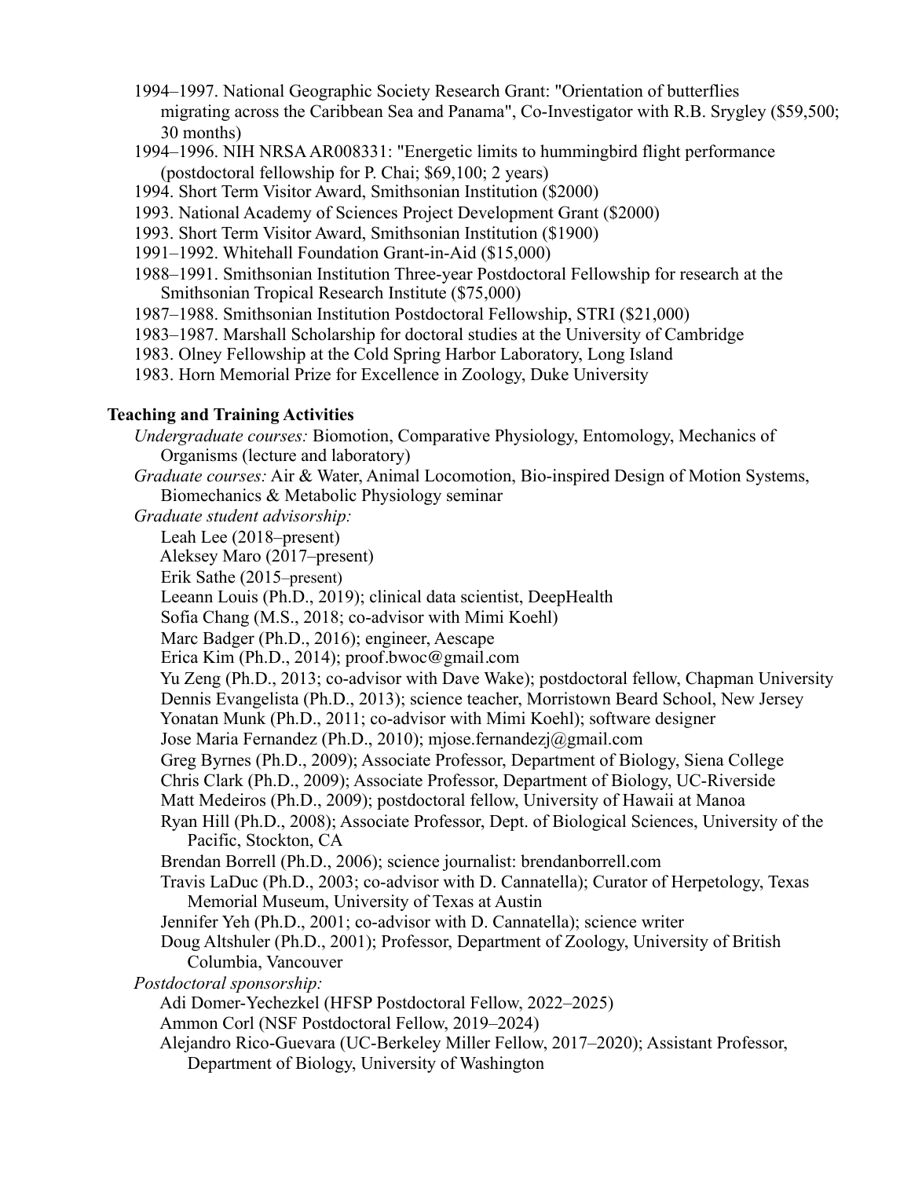1994–1997. National Geographic Society Research Grant: "Orientation of butterflies migrating across the Caribbean Sea and Panama", Co-Investigator with R.B. Srygley ($59,500; 30 months)

1994–1996. NIH NRSA AR008331: "Energetic limits to hummingbird flight performance (postdoctoral fellowship for P. Chai; $69,100; 2 years)

1994. Short Term Visitor Award, Smithsonian Institution ($2000)

1993. National Academy of Sciences Project Development Grant ($2000)

1993. Short Term Visitor Award, Smithsonian Institution ($1900)

1991–1992. Whitehall Foundation Grant-in-Aid ($15,000)

1988–1991. Smithsonian Institution Three-year Postdoctoral Fellowship for research at the Smithsonian Tropical Research Institute ($75,000)

1987–1988. Smithsonian Institution Postdoctoral Fellowship, STRI ($21,000)

1983–1987. Marshall Scholarship for doctoral studies at the University of Cambridge

1983. Olney Fellowship at the Cold Spring Harbor Laboratory, Long Island

1983. Horn Memorial Prize for Excellence in Zoology, Duke University

**Teaching and Training Activities**

*Undergraduate courses:* Biomotion, Comparative Physiology, Entomology, Mechanics of Organisms (lecture and laboratory)

*Graduate courses:* Air & Water, Animal Locomotion, Bio-inspired Design of Motion Systems, Biomechanics & Metabolic Physiology seminar

*Graduate student advisorship:*

Leah Lee (2018–present)
Aleksey Maro (2017–present)
Erik Sathe (2015–present)
Leeann Louis (Ph.D., 2019); clinical data scientist, DeepHealth
Sofia Chang (M.S., 2018; co-advisor with Mimi Koehl)
Marc Badger (Ph.D., 2016); engineer, Aescape
Erica Kim (Ph.D., 2014); proof.bwoc@gmail.com
Yu Zeng (Ph.D., 2013; co-advisor with Dave Wake); postdoctoral fellow, Chapman University
Dennis Evangelista (Ph.D., 2013); science teacher, Morristown Beard School, New Jersey
Yonatan Munk (Ph.D., 2011; co-advisor with Mimi Koehl); software designer
Jose Maria Fernandez (Ph.D., 2010); mjose.fernandezj@gmail.com
Greg Byrnes (Ph.D., 2009); Associate Professor, Department of Biology, Siena College
Chris Clark (Ph.D., 2009); Associate Professor, Department of Biology, UC-Riverside
Matt Medeiros (Ph.D., 2009); postdoctoral fellow, University of Hawaii at Manoa
Ryan Hill (Ph.D., 2008); Associate Professor, Dept. of Biological Sciences, University of the Pacific, Stockton, CA
Brendan Borrell (Ph.D., 2006); science journalist: brendanborrell.com
Travis LaDuc (Ph.D., 2003; co-advisor with D. Cannatella); Curator of Herpetology, Texas Memorial Museum, University of Texas at Austin
Jennifer Yeh (Ph.D., 2001; co-advisor with D. Cannatella); science writer
Doug Altshuler (Ph.D., 2001); Professor, Department of Zoology, University of British Columbia, Vancouver

*Postdoctoral sponsorship:*

Adi Domer-Yechezkel (HFSP Postdoctoral Fellow, 2022–2025)
Ammon Corl (NSF Postdoctoral Fellow, 2019–2024)
Alejandro Rico-Guevara (UC-Berkeley Miller Fellow, 2017–2020); Assistant Professor, Department of Biology, University of Washington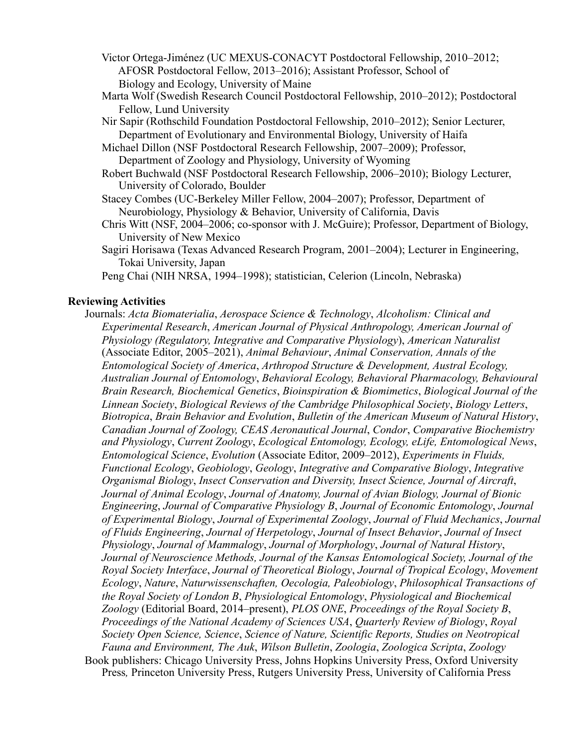Victor Ortega-Jiménez (UC MEXUS-CONACYT Postdoctoral Fellowship, 2010–2012; AFOSR Postdoctoral Fellow, 2013–2016); Assistant Professor, School of Biology and Ecology, University of Maine

Marta Wolf (Swedish Research Council Postdoctoral Fellowship, 2010–2012); Postdoctoral Fellow, Lund University

Nir Sapir (Rothschild Foundation Postdoctoral Fellowship, 2010–2012); Senior Lecturer, Department of Evolutionary and Environmental Biology, University of Haifa

Michael Dillon (NSF Postdoctoral Research Fellowship, 2007–2009); Professor, Department of Zoology and Physiology, University of Wyoming

Robert Buchwald (NSF Postdoctoral Research Fellowship, 2006–2010); Biology Lecturer, University of Colorado, Boulder

Stacey Combes (UC-Berkeley Miller Fellow, 2004–2007); Professor, Department of Neurobiology, Physiology & Behavior, University of California, Davis

Chris Witt (NSF, 2004–2006; co-sponsor with J. McGuire); Professor, Department of Biology, University of New Mexico

Sagiri Horisawa (Texas Advanced Research Program, 2001–2004); Lecturer in Engineering, Tokai University, Japan

Peng Chai (NIH NRSA, 1994–1998); statistician, Celerion (Lincoln, Nebraska)

**Reviewing Activities**

Journals: *Acta Biomaterialia*, *Aerospace Science & Technology*, *Alcoholism: Clinical and Experimental Research*, *American Journal of Physical Anthropology, American Journal of Physiology (Regulatory, Integrative and Comparative Physiology*), *American Naturalist* (Associate Editor, 2005–2021), *Animal Behaviour*, *Animal Conservation, Annals of the Entomological Society of America*, *Arthropod Structure & Development, Austral Ecology, Australian Journal of Entomology*, *Behavioral Ecology, Behavioral Pharmacology, Behavioural Brain Research, Biochemical Genetics*, *Bioinspiration & Biomimetics*, *Biological Journal of the Linnean Society*, *Biological Reviews of the Cambridge Philosophical Society*, *Biology Letters*, *Biotropica*, *Brain Behavior and Evolution*, *Bulletin of the American Museum of Natural History*, *Canadian Journal of Zoology, CEAS Aeronautical Journal*, *Condor*, *Comparative Biochemistry and Physiology*, *Current Zoology*, *Ecological Entomology, Ecology, eLife, Entomological News*, *Entomological Science*, *Evolution* (Associate Editor, 2009–2012), *Experiments in Fluids, Functional Ecology*, *Geobiology*, *Geology*, *Integrative and Comparative Biology*, *Integrative Organismal Biology*, *Insect Conservation and Diversity, Insect Science, Journal of Aircraft*, *Journal of Animal Ecology*, *Journal of Anatomy, Journal of Avian Biology, Journal of Bionic Engineering*, *Journal of Comparative Physiology B*, *Journal of Economic Entomology*, *Journal of Experimental Biology*, *Journal of Experimental Zoology*, *Journal of Fluid Mechanics*, *Journal of Fluids Engineering*, *Journal of Herpetology*, *Journal of Insect Behavior*, *Journal of Insect Physiology*, *Journal of Mammalogy*, *Journal of Morphology*, *Journal of Natural History*, *Journal of Neuroscience Methods, Journal of the Kansas Entomological Society, Journal of the Royal Society Interface*, *Journal of Theoretical Biology*, *Journal of Tropical Ecology*, *Movement Ecology*, *Nature*, *Naturwissenschaften, Oecologia, Paleobiology*, *Philosophical Transactions of the Royal Society of London B*, *Physiological Entomology*, *Physiological and Biochemical Zoology* (Editorial Board, 2014–present), *PLOS ONE*, *Proceedings of the Royal Society B*, *Proceedings of the National Academy of Sciences USA*, *Quarterly Review of Biology*, *Royal Society Open Science, Science*, *Science of Nature, Scientific Reports, Studies on Neotropical Fauna and Environment, The Auk*, *Wilson Bulletin*, *Zoologia*, *Zoologica Scripta*, *Zoology*

Book publishers: Chicago University Press, Johns Hopkins University Press, Oxford University Press, Princeton University Press, Rutgers University Press, University of California Press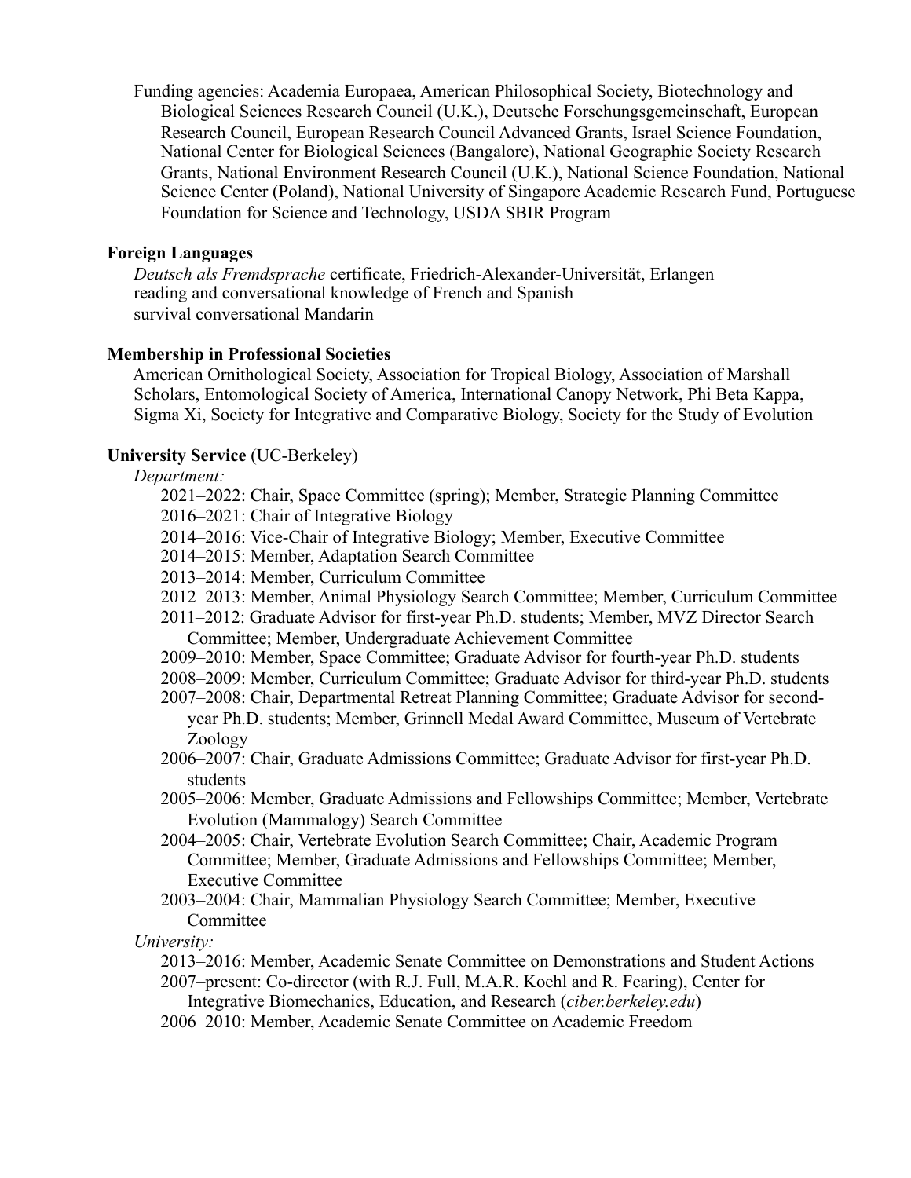Funding agencies: Academia Europaea, American Philosophical Society, Biotechnology and Biological Sciences Research Council (U.K.), Deutsche Forschungsgemeinschaft, European Research Council, European Research Council Advanced Grants, Israel Science Foundation, National Center for Biological Sciences (Bangalore), National Geographic Society Research Grants, National Environment Research Council (U.K.), National Science Foundation, National Science Center (Poland), National University of Singapore Academic Research Fund, Portuguese Foundation for Science and Technology, USDA SBIR Program

**Foreign Languages**

*Deutsch als Fremdsprache* certificate, Friedrich-Alexander-Universität, Erlangen
reading and conversational knowledge of French and Spanish
survival conversational Mandarin

**Membership in Professional Societies**

American Ornithological Society, Association for Tropical Biology, Association of Marshall Scholars, Entomological Society of America, International Canopy Network, Phi Beta Kappa, Sigma Xi, Society for Integrative and Comparative Biology, Society for the Study of Evolution

**University Service** (UC-Berkeley)

*Department:*

- 2021–2022: Chair, Space Committee (spring); Member, Strategic Planning Committee
- 2016–2021: Chair of Integrative Biology
- 2014–2016: Vice-Chair of Integrative Biology; Member, Executive Committee
- 2014–2015: Member, Adaptation Search Committee
- 2013–2014: Member, Curriculum Committee
- 2012–2013: Member, Animal Physiology Search Committee; Member, Curriculum Committee
- 2011–2012: Graduate Advisor for first-year Ph.D. students; Member, MVZ Director Search Committee; Member, Undergraduate Achievement Committee
- 2009–2010: Member, Space Committee; Graduate Advisor for fourth-year Ph.D. students
- 2008–2009: Member, Curriculum Committee; Graduate Advisor for third-year Ph.D. students
- 2007–2008: Chair, Departmental Retreat Planning Committee; Graduate Advisor for second-year Ph.D. students; Member, Grinnell Medal Award Committee, Museum of Vertebrate Zoology
- 2006–2007: Chair, Graduate Admissions Committee; Graduate Advisor for first-year Ph.D. students
- 2005–2006: Member, Graduate Admissions and Fellowships Committee; Member, Vertebrate Evolution (Mammalogy) Search Committee
- 2004–2005: Chair, Vertebrate Evolution Search Committee; Chair, Academic Program Committee; Member, Graduate Admissions and Fellowships Committee; Member, Executive Committee
- 2003–2004: Chair, Mammalian Physiology Search Committee; Member, Executive Committee

*University:*

- 2013–2016: Member, Academic Senate Committee on Demonstrations and Student Actions
- 2007–present: Co-director (with R.J. Full, M.A.R. Koehl and R. Fearing), Center for Integrative Biomechanics, Education, and Research (*ciber.berkeley.edu*)
- 2006–2010: Member, Academic Senate Committee on Academic Freedom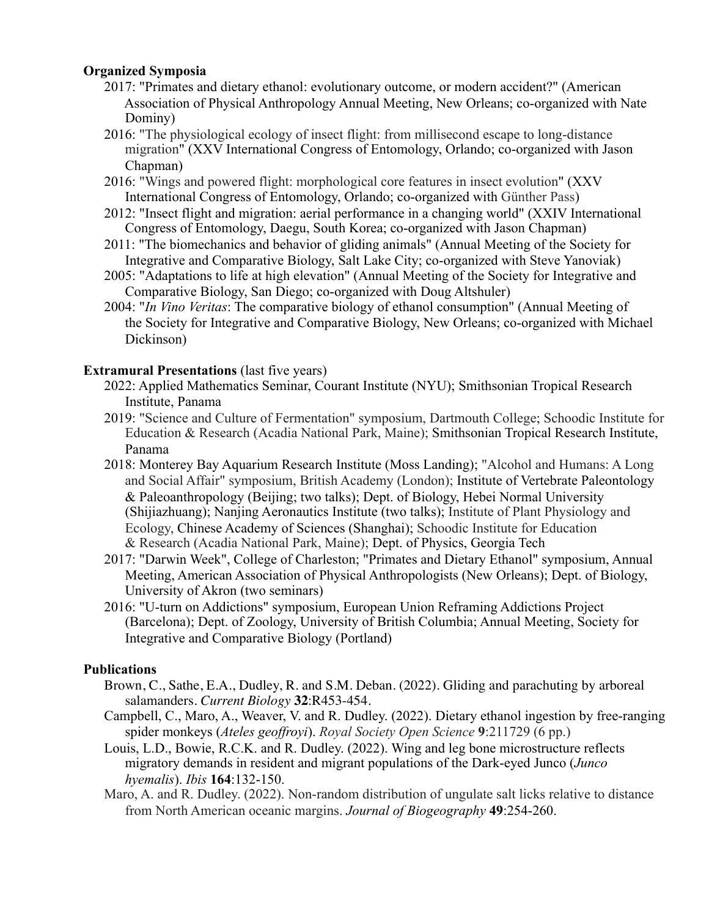**Organized Symposia**

2017: "Primates and dietary ethanol: evolutionary outcome, or modern accident?" (American Association of Physical Anthropology Annual Meeting, New Orleans; co-organized with Nate Dominy)

2016: "The physiological ecology of insect flight: from millisecond escape to long-distance migration" (XXV International Congress of Entomology, Orlando; co-organized with Jason Chapman)

2016: "Wings and powered flight: morphological core features in insect evolution" (XXV International Congress of Entomology, Orlando; co-organized with Günther Pass)

2012: "Insect flight and migration: aerial performance in a changing world" (XXIV International Congress of Entomology, Daegu, South Korea; co-organized with Jason Chapman)

2011: "The biomechanics and behavior of gliding animals" (Annual Meeting of the Society for Integrative and Comparative Biology, Salt Lake City; co-organized with Steve Yanoviak)

2005: "Adaptations to life at high elevation" (Annual Meeting of the Society for Integrative and Comparative Biology, San Diego; co-organized with Doug Altshuler)

2004: "*In Vino Veritas*: The comparative biology of ethanol consumption" (Annual Meeting of the Society for Integrative and Comparative Biology, New Orleans; co-organized with Michael Dickinson)

**Extramural Presentations** (last five years)

2022: Applied Mathematics Seminar, Courant Institute (NYU); Smithsonian Tropical Research Institute, Panama

2019: "Science and Culture of Fermentation" symposium, Dartmouth College; Schoodic Institute for Education & Research (Acadia National Park, Maine); Smithsonian Tropical Research Institute, Panama

2018: Monterey Bay Aquarium Research Institute (Moss Landing); "Alcohol and Humans: A Long and Social Affair" symposium, British Academy (London); Institute of Vertebrate Paleontology & Paleoanthropology (Beijing; two talks); Dept. of Biology, Hebei Normal University (Shijiazhuang); Nanjing Aeronautics Institute (two talks); Institute of Plant Physiology and Ecology, Chinese Academy of Sciences (Shanghai); Schoodic Institute for Education & Research (Acadia National Park, Maine); Dept. of Physics, Georgia Tech

2017: "Darwin Week", College of Charleston; "Primates and Dietary Ethanol" symposium, Annual Meeting, American Association of Physical Anthropologists (New Orleans); Dept. of Biology, University of Akron (two seminars)

2016: "U-turn on Addictions" symposium, European Union Reframing Addictions Project (Barcelona); Dept. of Zoology, University of British Columbia; Annual Meeting, Society for Integrative and Comparative Biology (Portland)

**Publications**

Brown, C., Sathe, E.A., Dudley, R. and S.M. Deban. (2022). Gliding and parachuting by arboreal salamanders. *Current Biology* **32**:R453-454.

Campbell, C., Maro, A., Weaver, V. and R. Dudley. (2022). Dietary ethanol ingestion by free-ranging spider monkeys (*Ateles geoffroyi*). *Royal Society Open Science* **9**:211729 (6 pp.)

Louis, L.D., Bowie, R.C.K. and R. Dudley. (2022). Wing and leg bone microstructure reflects migratory demands in resident and migrant populations of the Dark-eyed Junco (*Junco hyemalis*). *Ibis* **164**:132-150.

Maro, A. and R. Dudley. (2022). Non-random distribution of ungulate salt licks relative to distance from North American oceanic margins. *Journal of Biogeography* **49**:254-260.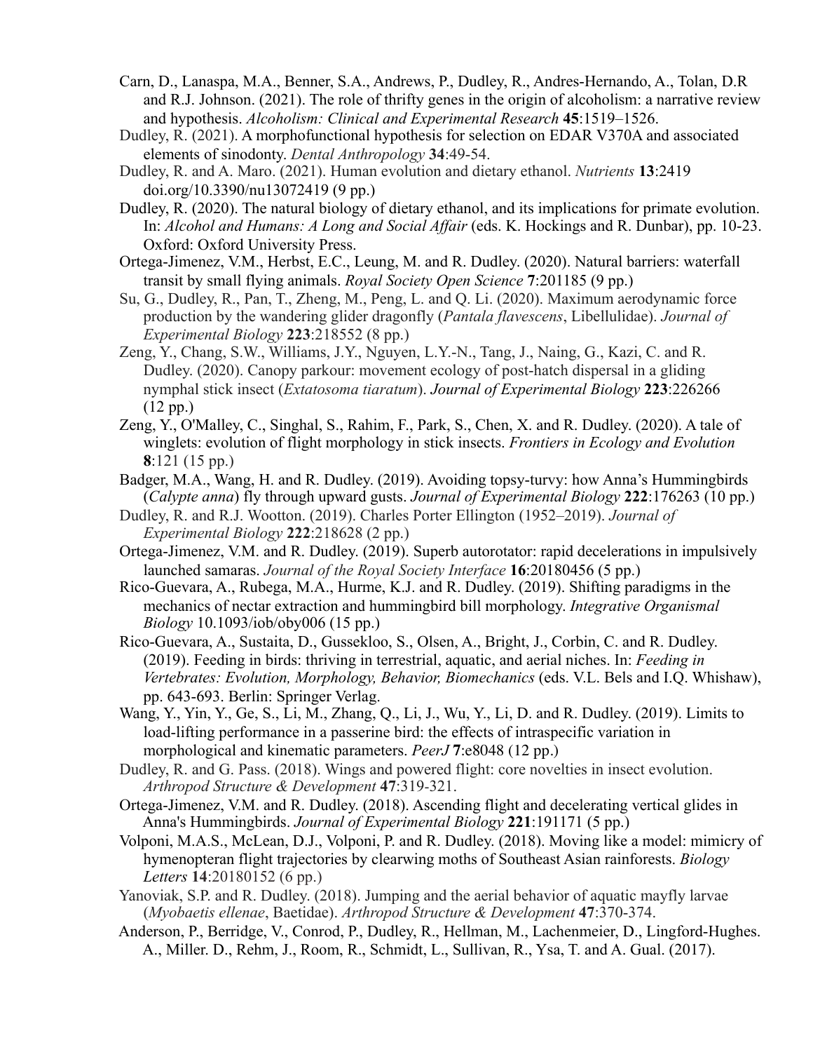Carn, D., Lanaspa, M.A., Benner, S.A., Andrews, P., Dudley, R., Andres-Hernando, A., Tolan, D.R and R.J. Johnson. (2021). The role of thrifty genes in the origin of alcoholism: a narrative review and hypothesis. *Alcoholism: Clinical and Experimental Research* **45**:1519–1526.

Dudley, R. (2021). A morphofunctional hypothesis for selection on EDAR V370A and associated elements of sinodonty. *Dental Anthropology* **34**:49-54.

Dudley, R. and A. Maro. (2021). Human evolution and dietary ethanol. *Nutrients* **13**:2419 doi.org/10.3390/nu13072419 (9 pp.)

Dudley, R. (2020). The natural biology of dietary ethanol, and its implications for primate evolution. In: *Alcohol and Humans: A Long and Social Affair* (eds. K. Hockings and R. Dunbar), pp. 10-23. Oxford: Oxford University Press.

Ortega-Jimenez, V.M., Herbst, E.C., Leung, M. and R. Dudley. (2020). Natural barriers: waterfall transit by small flying animals. *Royal Society Open Science* **7**:201185 (9 pp.)

Su, G., Dudley, R., Pan, T., Zheng, M., Peng, L. and Q. Li. (2020). Maximum aerodynamic force production by the wandering glider dragonfly (*Pantala flavescens*, Libellulidae). *Journal of Experimental Biology* **223**:218552 (8 pp.)

Zeng, Y., Chang, S.W., Williams, J.Y., Nguyen, L.Y.-N., Tang, J., Naing, G., Kazi, C. and R. Dudley. (2020). Canopy parkour: movement ecology of post-hatch dispersal in a gliding nymphal stick insect (*Extatosoma tiaratum*). *Journal of Experimental Biology* **223**:226266 (12 pp.)

Zeng, Y., O'Malley, C., Singhal, S., Rahim, F., Park, S., Chen, X. and R. Dudley. (2020). A tale of winglets: evolution of flight morphology in stick insects. *Frontiers in Ecology and Evolution* **8**:121 (15 pp.)

Badger, M.A., Wang, H. and R. Dudley. (2019). Avoiding topsy-turvy: how Anna's Hummingbirds (*Calypte anna*) fly through upward gusts. *Journal of Experimental Biology* **222**:176263 (10 pp.)

Dudley, R. and R.J. Wootton. (2019). Charles Porter Ellington (1952–2019). *Journal of Experimental Biology* **222**:218628 (2 pp.)

Ortega-Jimenez, V.M. and R. Dudley. (2019). Superb autorotator: rapid decelerations in impulsively launched samaras. *Journal of the Royal Society Interface* **16**:20180456 (5 pp.)

Rico-Guevara, A., Rubega, M.A., Hurme, K.J. and R. Dudley. (2019). Shifting paradigms in the mechanics of nectar extraction and hummingbird bill morphology. *Integrative Organismal Biology* 10.1093/iob/oby006 (15 pp.)

Rico-Guevara, A., Sustaita, D., Gussekloo, S., Olsen, A., Bright, J., Corbin, C. and R. Dudley. (2019). Feeding in birds: thriving in terrestrial, aquatic, and aerial niches. In: *Feeding in Vertebrates: Evolution, Morphology, Behavior, Biomechanics* (eds. V.L. Bels and I.Q. Whishaw), pp. 643-693. Berlin: Springer Verlag.

Wang, Y., Yin, Y., Ge, S., Li, M., Zhang, Q., Li, J., Wu, Y., Li, D. and R. Dudley. (2019). Limits to load-lifting performance in a passerine bird: the effects of intraspecific variation in morphological and kinematic parameters. *PeerJ* **7**:e8048 (12 pp.)

Dudley, R. and G. Pass. (2018). Wings and powered flight: core novelties in insect evolution. *Arthropod Structure & Development* **47**:319-321.

Ortega-Jimenez, V.M. and R. Dudley. (2018). Ascending flight and decelerating vertical glides in Anna's Hummingbirds. *Journal of Experimental Biology* **221**:191171 (5 pp.)

Volponi, M.A.S., McLean, D.J., Volponi, P. and R. Dudley. (2018). Moving like a model: mimicry of hymenopteran flight trajectories by clearwing moths of Southeast Asian rainforests. *Biology Letters* **14**:20180152 (6 pp.)

Yanoviak, S.P. and R. Dudley. (2018). Jumping and the aerial behavior of aquatic mayfly larvae (*Myobaetis ellenae*, Baetidae). *Arthropod Structure & Development* **47**:370-374.

Anderson, P., Berridge, V., Conrod, P., Dudley, R., Hellman, M., Lachenmeier, D., Lingford-Hughes. A., Miller. D., Rehm, J., Room, R., Schmidt, L., Sullivan, R., Ysa, T. and A. Gual. (2017).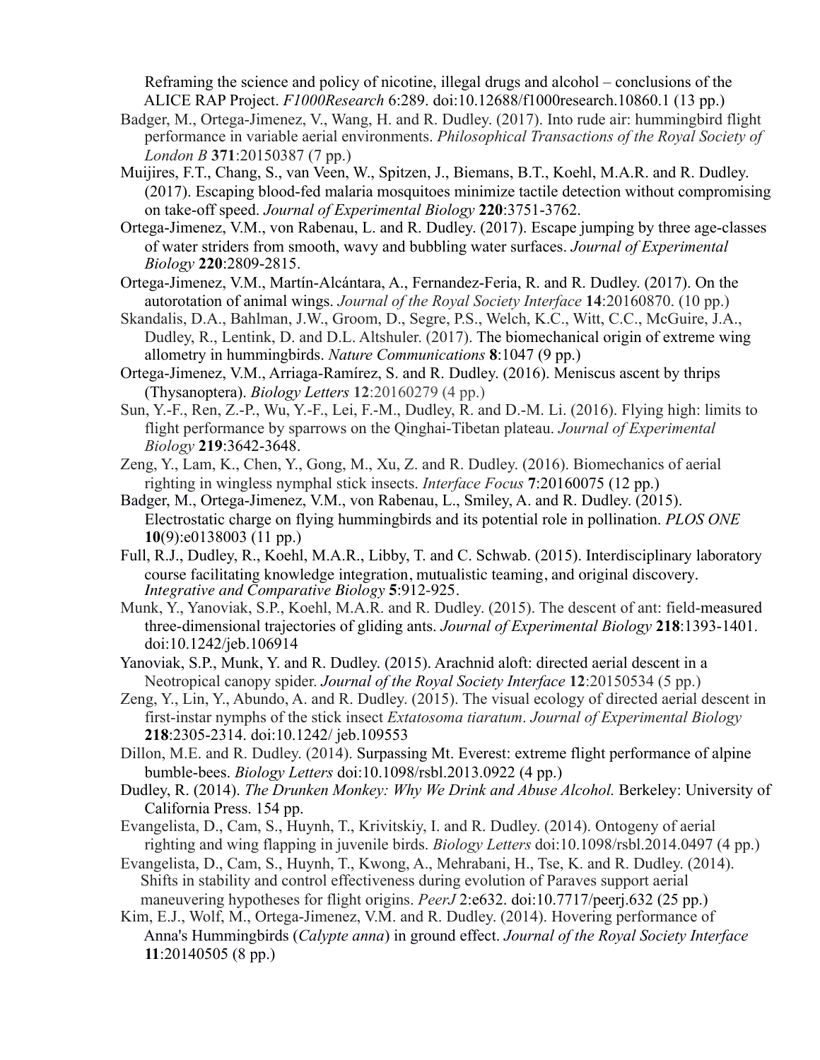Reframing the science and policy of nicotine, illegal drugs and alcohol – conclusions of the ALICE RAP Project. *F1000Research* 6:289. doi:10.12688/f1000research.10860.1 (13 pp.)

Badger, M., Ortega-Jimenez, V., Wang, H. and R. Dudley. (2017). Into rude air: hummingbird flight performance in variable aerial environments. *Philosophical Transactions of the Royal Society of London B* **371**:20150387 (7 pp.)

Muijires, F.T., Chang, S., van Veen, W., Spitzen, J., Biemans, B.T., Koehl, M.A.R. and R. Dudley. (2017). Escaping blood-fed malaria mosquitoes minimize tactile detection without compromising on take-off speed. *Journal of Experimental Biology* **220**:3751-3762.

Ortega-Jimenez, V.M., von Rabenau, L. and R. Dudley. (2017). Escape jumping by three age-classes of water striders from smooth, wavy and bubbling water surfaces. *Journal of Experimental Biology* **220**:2809-2815.

Ortega-Jimenez, V.M., Martín-Alcántara, A., Fernandez-Feria, R. and R. Dudley. (2017). On the autorotation of animal wings. *Journal of the Royal Society Interface* **14**:20160870. (10 pp.)

Skandalis, D.A., Bahlman, J.W., Groom, D., Segre, P.S., Welch, K.C., Witt, C.C., McGuire, J.A., Dudley, R., Lentink, D. and D.L. Altshuler. (2017). The biomechanical origin of extreme wing allometry in hummingbirds. *Nature Communications* **8**:1047 (9 pp.)

Ortega-Jimenez, V.M., Arriaga-Ramírez, S. and R. Dudley. (2016). Meniscus ascent by thrips (Thysanoptera). *Biology Letters* **12**:20160279 (4 pp.)

Sun, Y.-F., Ren, Z.-P., Wu, Y.-F., Lei, F.-M., Dudley, R. and D.-M. Li. (2016). Flying high: limits to flight performance by sparrows on the Qinghai-Tibetan plateau. *Journal of Experimental Biology* **219**:3642-3648.

Zeng, Y., Lam, K., Chen, Y., Gong, M., Xu, Z. and R. Dudley. (2016). Biomechanics of aerial righting in wingless nymphal stick insects. *Interface Focus* **7**:20160075 (12 pp.)

Badger, M., Ortega-Jimenez, V.M., von Rabenau, L., Smiley, A. and R. Dudley. (2015). Electrostatic charge on flying hummingbirds and its potential role in pollination. *PLOS ONE* **10**(9):e0138003 (11 pp.)

Full, R.J., Dudley, R., Koehl, M.A.R., Libby, T. and C. Schwab. (2015). Interdisciplinary laboratory course facilitating knowledge integration, mutualistic teaming, and original discovery. *Integrative and Comparative Biology* **5**:912-925.

Munk, Y., Yanoviak, S.P., Koehl, M.A.R. and R. Dudley. (2015). The descent of ant: field-measured three-dimensional trajectories of gliding ants. *Journal of Experimental Biology* **218**:1393-1401. doi:10.1242/jeb.106914

Yanoviak, S.P., Munk, Y. and R. Dudley. (2015). Arachnid aloft: directed aerial descent in a Neotropical canopy spider. *Journal of the Royal Society Interface* **12**:20150534 (5 pp.)

Zeng, Y., Lin, Y., Abundo, A. and R. Dudley. (2015). The visual ecology of directed aerial descent in first-instar nymphs of the stick insect *Extatosoma tiaratum*. *Journal of Experimental Biology* **218**:2305-2314. doi:10.1242/ jeb.109553

Dillon, M.E. and R. Dudley. (2014). Surpassing Mt. Everest: extreme flight performance of alpine bumble-bees. *Biology Letters* doi:10.1098/rsbl.2013.0922 (4 pp.)

Dudley, R. (2014). *The Drunken Monkey: Why We Drink and Abuse Alcohol.* Berkeley: University of California Press. 154 pp.

Evangelista, D., Cam, S., Huynh, T., Krivitskiy, I. and R. Dudley. (2014). Ontogeny of aerial righting and wing flapping in juvenile birds. *Biology Letters* doi:10.1098/rsbl.2014.0497 (4 pp.)

Evangelista, D., Cam, S., Huynh, T., Kwong, A., Mehrabani, H., Tse, K. and R. Dudley. (2014). Shifts in stability and control effectiveness during evolution of Paraves support aerial maneuvering hypotheses for flight origins. *PeerJ* 2:e632. doi:10.7717/peerj.632 (25 pp.)

Kim, E.J., Wolf, M., Ortega-Jimenez, V.M. and R. Dudley. (2014). Hovering performance of Anna's Hummingbirds (*Calypte anna*) in ground effect. *Journal of the Royal Society Interface* **11**:20140505 (8 pp.)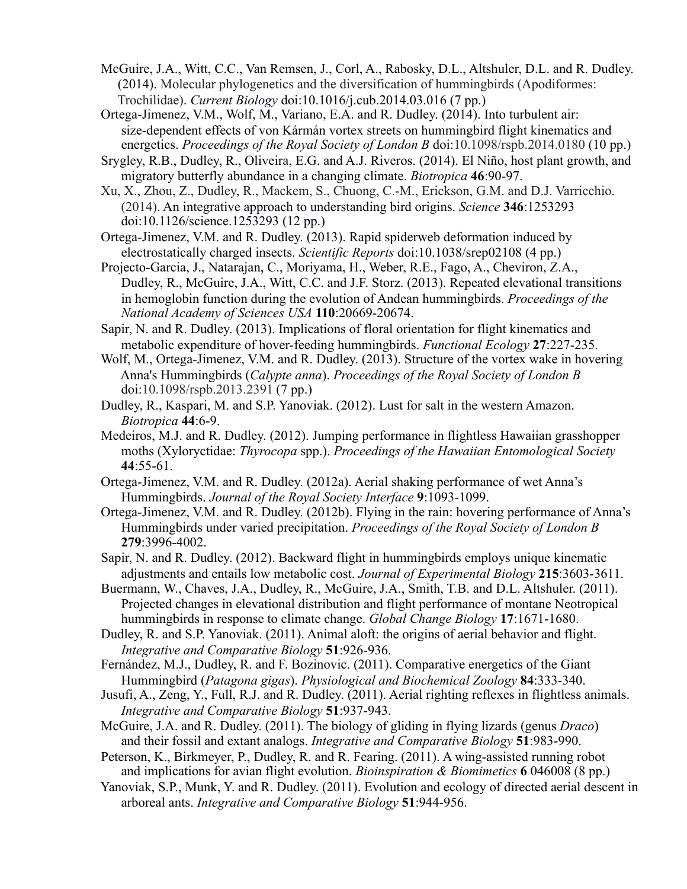McGuire, J.A., Witt, C.C., Van Remsen, J., Corl, A., Rabosky, D.L., Altshuler, D.L. and R. Dudley. (2014). Molecular phylogenetics and the diversification of hummingbirds (Apodiformes: Trochilidae). *Current Biology* doi:10.1016/j.cub.2014.03.016 (7 pp.)

Ortega-Jimenez, V.M., Wolf, M., Variano, E.A. and R. Dudley. (2014). Into turbulent air: size-dependent effects of von Kármán vortex streets on hummingbird flight kinematics and energetics. *Proceedings of the Royal Society of London B* doi:10.1098/rspb.2014.0180 (10 pp.)

Srygley, R.B., Dudley, R., Oliveira, E.G. and A.J. Riveros. (2014). El Niño, host plant growth, and migratory butterfly abundance in a changing climate. *Biotropica* **46**:90-97.

Xu, X., Zhou, Z., Dudley, R., Mackem, S., Chuong, C.-M., Erickson, G.M. and D.J. Varricchio. (2014). An integrative approach to understanding bird origins. *Science* **346**:1253293 doi:10.1126/science.1253293 (12 pp.)

Ortega-Jimenez, V.M. and R. Dudley. (2013). Rapid spiderweb deformation induced by electrostatically charged insects. *Scientific Reports* doi:10.1038/srep02108 (4 pp.)

Projecto-Garcia, J., Natarajan, C., Moriyama, H., Weber, R.E., Fago, A., Cheviron, Z.A., Dudley, R., McGuire, J.A., Witt, C.C. and J.F. Storz. (2013). Repeated elevational transitions in hemoglobin function during the evolution of Andean hummingbirds. *Proceedings of the National Academy of Sciences USA* **110**:20669-20674.

Sapir, N. and R. Dudley. (2013). Implications of floral orientation for flight kinematics and metabolic expenditure of hover-feeding hummingbirds. *Functional Ecology* **27**:227-235.

Wolf, M., Ortega-Jimenez, V.M. and R. Dudley. (2013). Structure of the vortex wake in hovering Anna's Hummingbirds (*Calypte anna*). *Proceedings of the Royal Society of London B* doi:10.1098/rspb.2013.2391 (7 pp.)

Dudley, R., Kaspari, M. and S.P. Yanoviak. (2012). Lust for salt in the western Amazon. *Biotropica* **44**:6-9.

Medeiros, M.J. and R. Dudley. (2012). Jumping performance in flightless Hawaiian grasshopper moths (Xyloryctidae: *Thyrocopa* spp.). *Proceedings of the Hawaiian Entomological Society* **44**:55-61.

Ortega-Jimenez, V.M. and R. Dudley. (2012a). Aerial shaking performance of wet Anna's Hummingbirds. *Journal of the Royal Society Interface* **9**:1093-1099.

Ortega-Jimenez, V.M. and R. Dudley. (2012b). Flying in the rain: hovering performance of Anna's Hummingbirds under varied precipitation. *Proceedings of the Royal Society of London B* **279**:3996-4002.

Sapir, N. and R. Dudley. (2012). Backward flight in hummingbirds employs unique kinematic adjustments and entails low metabolic cost. *Journal of Experimental Biology* **215**:3603-3611.

Buermann, W., Chaves, J.A., Dudley, R., McGuire, J.A., Smith, T.B. and D.L. Altshuler. (2011). Projected changes in elevational distribution and flight performance of montane Neotropical hummingbirds in response to climate change. *Global Change Biology* **17**:1671-1680.

Dudley, R. and S.P. Yanoviak. (2011). Animal aloft: the origins of aerial behavior and flight. *Integrative and Comparative Biology* **51**:926-936.

Fernández, M.J., Dudley, R. and F. Bozinovic. (2011). Comparative energetics of the Giant Hummingbird (*Patagona gigas*). *Physiological and Biochemical Zoology* **84**:333-340.

Jusufi, A., Zeng, Y., Full, R.J. and R. Dudley. (2011). Aerial righting reflexes in flightless animals. *Integrative and Comparative Biology* **51**:937-943.

McGuire, J.A. and R. Dudley. (2011). The biology of gliding in flying lizards (genus *Draco*) and their fossil and extant analogs. *Integrative and Comparative Biology* **51**:983-990.

Peterson, K., Birkmeyer, P., Dudley, R. and R. Fearing. (2011). A wing-assisted running robot and implications for avian flight evolution. *Bioinspiration & Biomimetics* **6** 046008 (8 pp.)

Yanoviak, S.P., Munk, Y. and R. Dudley. (2011). Evolution and ecology of directed aerial descent in arboreal ants. *Integrative and Comparative Biology* **51**:944-956.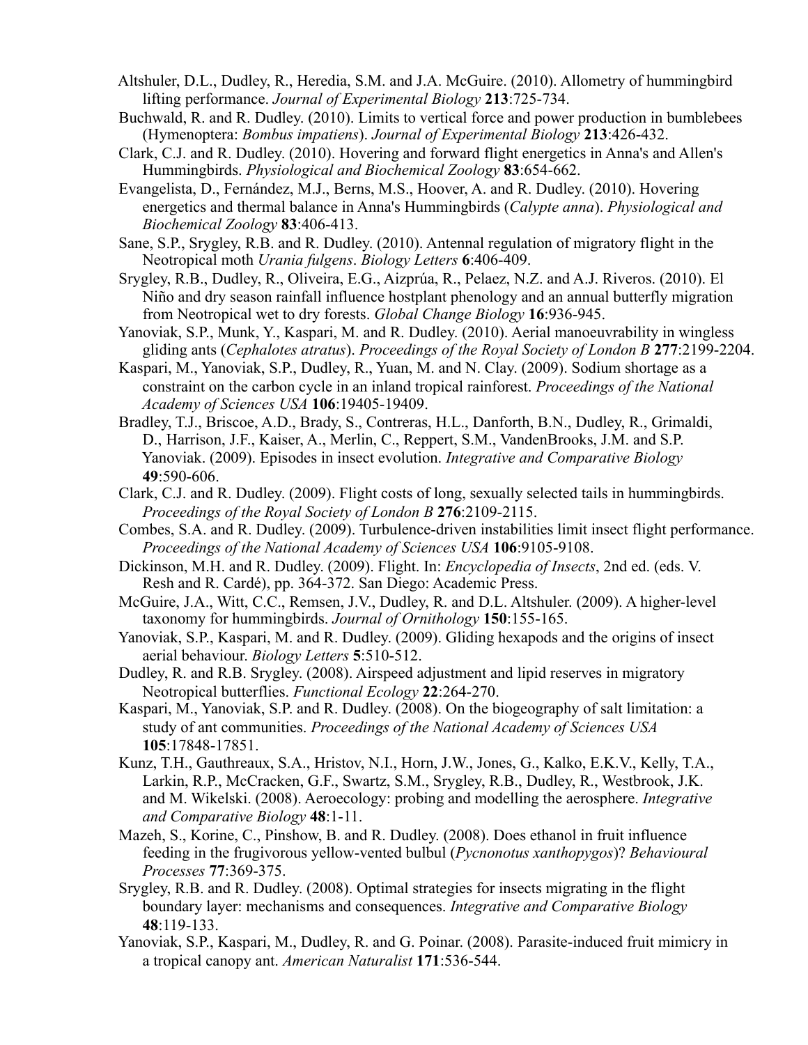Altshuler, D.L., Dudley, R., Heredia, S.M. and J.A. McGuire. (2010). Allometry of hummingbird lifting performance. *Journal of Experimental Biology* **213**:725-734.

Buchwald, R. and R. Dudley. (2010). Limits to vertical force and power production in bumblebees (Hymenoptera: *Bombus impatiens*). *Journal of Experimental Biology* **213**:426-432.

Clark, C.J. and R. Dudley. (2010). Hovering and forward flight energetics in Anna's and Allen's Hummingbirds. *Physiological and Biochemical Zoology* **83**:654-662.

Evangelista, D., Fernández, M.J., Berns, M.S., Hoover, A. and R. Dudley. (2010). Hovering energetics and thermal balance in Anna's Hummingbirds (*Calypte anna*). *Physiological and Biochemical Zoology* **83**:406-413.

Sane, S.P., Srygley, R.B. and R. Dudley. (2010). Antennal regulation of migratory flight in the Neotropical moth *Urania fulgens*. *Biology Letters* **6**:406-409.

Srygley, R.B., Dudley, R., Oliveira, E.G., Aizprúa, R., Pelaez, N.Z. and A.J. Riveros. (2010). El Niño and dry season rainfall influence hostplant phenology and an annual butterfly migration from Neotropical wet to dry forests. *Global Change Biology* **16**:936-945.

Yanoviak, S.P., Munk, Y., Kaspari, M. and R. Dudley. (2010). Aerial manoeuvrability in wingless gliding ants (*Cephalotes atratus*). *Proceedings of the Royal Society of London B* **277**:2199-2204.

Kaspari, M., Yanoviak, S.P., Dudley, R., Yuan, M. and N. Clay. (2009). Sodium shortage as a constraint on the carbon cycle in an inland tropical rainforest. *Proceedings of the National Academy of Sciences USA* **106**:19405-19409.

Bradley, T.J., Briscoe, A.D., Brady, S., Contreras, H.L., Danforth, B.N., Dudley, R., Grimaldi, D., Harrison, J.F., Kaiser, A., Merlin, C., Reppert, S.M., VandenBrooks, J.M. and S.P. Yanoviak. (2009). Episodes in insect evolution. *Integrative and Comparative Biology* **49**:590-606.

Clark, C.J. and R. Dudley. (2009). Flight costs of long, sexually selected tails in hummingbirds. *Proceedings of the Royal Society of London B* **276**:2109-2115.

Combes, S.A. and R. Dudley. (2009). Turbulence-driven instabilities limit insect flight performance. *Proceedings of the National Academy of Sciences USA* **106**:9105-9108.

Dickinson, M.H. and R. Dudley. (2009). Flight. In: *Encyclopedia of Insects*, 2nd ed. (eds. V. Resh and R. Cardé), pp. 364-372. San Diego: Academic Press.

McGuire, J.A., Witt, C.C., Remsen, J.V., Dudley, R. and D.L. Altshuler. (2009). A higher-level taxonomy for hummingbirds. *Journal of Ornithology* **150**:155-165.

Yanoviak, S.P., Kaspari, M. and R. Dudley. (2009). Gliding hexapods and the origins of insect aerial behaviour. *Biology Letters* **5**:510-512.

Dudley, R. and R.B. Srygley. (2008). Airspeed adjustment and lipid reserves in migratory Neotropical butterflies. *Functional Ecology* **22**:264-270.

Kaspari, M., Yanoviak, S.P. and R. Dudley. (2008). On the biogeography of salt limitation: a study of ant communities. *Proceedings of the National Academy of Sciences USA* **105**:17848-17851.

Kunz, T.H., Gauthreaux, S.A., Hristov, N.I., Horn, J.W., Jones, G., Kalko, E.K.V., Kelly, T.A., Larkin, R.P., McCracken, G.F., Swartz, S.M., Srygley, R.B., Dudley, R., Westbrook, J.K. and M. Wikelski. (2008). Aeroecology: probing and modelling the aerosphere. *Integrative and Comparative Biology* **48**:1-11.

Mazeh, S., Korine, C., Pinshow, B. and R. Dudley. (2008). Does ethanol in fruit influence feeding in the frugivorous yellow-vented bulbul (*Pycnonotus xanthopygos*)? *Behavioural Processes* **77**:369-375.

Srygley, R.B. and R. Dudley. (2008). Optimal strategies for insects migrating in the flight boundary layer: mechanisms and consequences. *Integrative and Comparative Biology* **48**:119-133.

Yanoviak, S.P., Kaspari, M., Dudley, R. and G. Poinar. (2008). Parasite-induced fruit mimicry in a tropical canopy ant. *American Naturalist* **171**:536-544.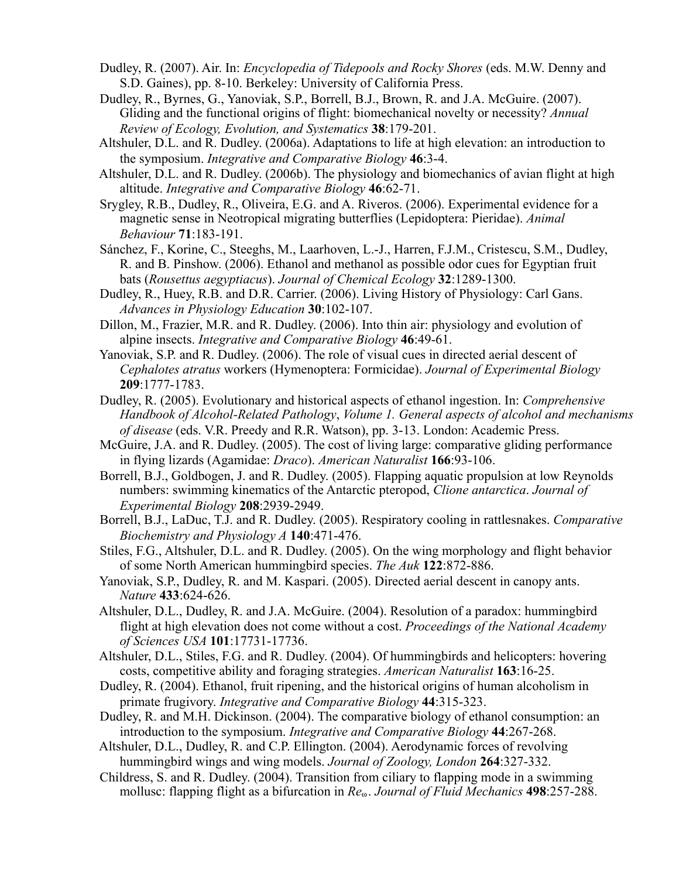Dudley, R. (2007). Air. In: *Encyclopedia of Tidepools and Rocky Shores* (eds. M.W. Denny and S.D. Gaines), pp. 8-10. Berkeley: University of California Press.

Dudley, R., Byrnes, G., Yanoviak, S.P., Borrell, B.J., Brown, R. and J.A. McGuire. (2007). Gliding and the functional origins of flight: biomechanical novelty or necessity? *Annual Review of Ecology, Evolution, and Systematics* **38**:179-201.

Altshuler, D.L. and R. Dudley. (2006a). Adaptations to life at high elevation: an introduction to the symposium. *Integrative and Comparative Biology* **46**:3-4.

Altshuler, D.L. and R. Dudley. (2006b). The physiology and biomechanics of avian flight at high altitude. *Integrative and Comparative Biology* **46**:62-71.

Srygley, R.B., Dudley, R., Oliveira, E.G. and A. Riveros. (2006). Experimental evidence for a magnetic sense in Neotropical migrating butterflies (Lepidoptera: Pieridae). *Animal Behaviour* **71**:183-191.

Sánchez, F., Korine, C., Steeghs, M., Laarhoven, L.-J., Harren, F.J.M., Cristescu, S.M., Dudley, R. and B. Pinshow. (2006). Ethanol and methanol as possible odor cues for Egyptian fruit bats (*Rousettus aegyptiacus*). *Journal of Chemical Ecology* **32**:1289-1300.

Dudley, R., Huey, R.B. and D.R. Carrier. (2006). Living History of Physiology: Carl Gans. *Advances in Physiology Education* **30**:102-107.

Dillon, M., Frazier, M.R. and R. Dudley. (2006). Into thin air: physiology and evolution of alpine insects. *Integrative and Comparative Biology* **46**:49-61.

Yanoviak, S.P. and R. Dudley. (2006). The role of visual cues in directed aerial descent of *Cephalotes atratus* workers (Hymenoptera: Formicidae). *Journal of Experimental Biology* **209**:1777-1783.

Dudley, R. (2005). Evolutionary and historical aspects of ethanol ingestion. In: *Comprehensive Handbook of Alcohol-Related Pathology*, *Volume 1. General aspects of alcohol and mechanisms of disease* (eds. V.R. Preedy and R.R. Watson), pp. 3-13. London: Academic Press.

McGuire, J.A. and R. Dudley. (2005). The cost of living large: comparative gliding performance in flying lizards (Agamidae: *Draco*). *American Naturalist* **166**:93-106.

Borrell, B.J., Goldbogen, J. and R. Dudley. (2005). Flapping aquatic propulsion at low Reynolds numbers: swimming kinematics of the Antarctic pteropod, *Clione antarctica*. *Journal of Experimental Biology* **208**:2939-2949.

Borrell, B.J., LaDuc, T.J. and R. Dudley. (2005). Respiratory cooling in rattlesnakes. *Comparative Biochemistry and Physiology A* **140**:471-476.

Stiles, F.G., Altshuler, D.L. and R. Dudley. (2005). On the wing morphology and flight behavior of some North American hummingbird species. *The Auk* **122**:872-886.

Yanoviak, S.P., Dudley, R. and M. Kaspari. (2005). Directed aerial descent in canopy ants. *Nature* **433**:624-626.

Altshuler, D.L., Dudley, R. and J.A. McGuire. (2004). Resolution of a paradox: hummingbird flight at high elevation does not come without a cost. *Proceedings of the National Academy of Sciences USA* **101**:17731-17736.

Altshuler, D.L., Stiles, F.G. and R. Dudley. (2004). Of hummingbirds and helicopters: hovering costs, competitive ability and foraging strategies. *American Naturalist* **163**:16-25.

Dudley, R. (2004). Ethanol, fruit ripening, and the historical origins of human alcoholism in primate frugivory. *Integrative and Comparative Biology* **44**:315-323.

Dudley, R. and M.H. Dickinson. (2004). The comparative biology of ethanol consumption: an introduction to the symposium. *Integrative and Comparative Biology* **44**:267-268.

Altshuler, D.L., Dudley, R. and C.P. Ellington. (2004). Aerodynamic forces of revolving hummingbird wings and wing models. *Journal of Zoology, London* **264**:327-332.

Childress, S. and R. Dudley. (2004). Transition from ciliary to flapping mode in a swimming mollusc: flapping flight as a bifurcation in $Re_\omega$. *Journal of Fluid Mechanics* **498**:257-288.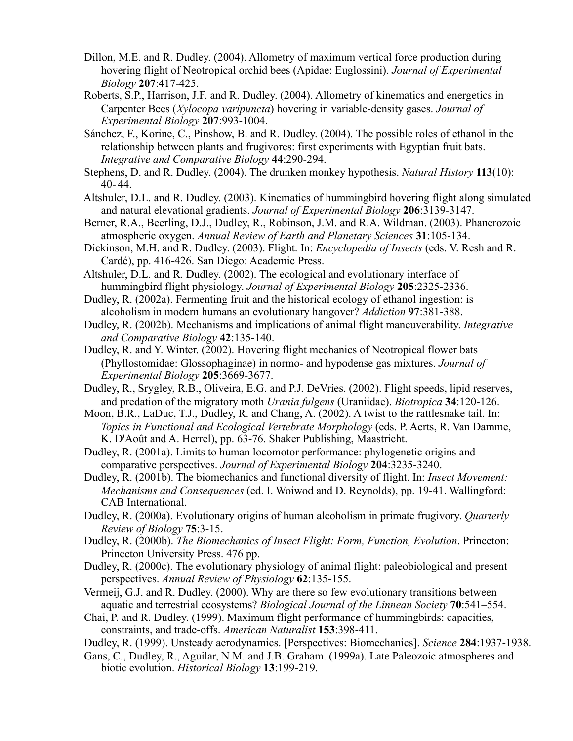Dillon, M.E. and R. Dudley. (2004). Allometry of maximum vertical force production during hovering flight of Neotropical orchid bees (Apidae: Euglossini). *Journal of Experimental Biology* **207**:417-425.

Roberts, S.P., Harrison, J.F. and R. Dudley. (2004). Allometry of kinematics and energetics in Carpenter Bees (*Xylocopa varipuncta*) hovering in variable-density gases. *Journal of Experimental Biology* **207**:993-1004.

Sánchez, F., Korine, C., Pinshow, B. and R. Dudley. (2004). The possible roles of ethanol in the relationship between plants and frugivores: first experiments with Egyptian fruit bats. *Integrative and Comparative Biology* **44**:290-294.

Stephens, D. and R. Dudley. (2004). The drunken monkey hypothesis. *Natural History* **113**(10): 40- 44.

Altshuler, D.L. and R. Dudley. (2003). Kinematics of hummingbird hovering flight along simulated and natural elevational gradients. *Journal of Experimental Biology* **206**:3139-3147.

Berner, R.A., Beerling, D.J., Dudley, R., Robinson, J.M. and R.A. Wildman. (2003). Phanerozoic atmospheric oxygen. *Annual Review of Earth and Planetary Sciences* **31**:105-134.

Dickinson, M.H. and R. Dudley. (2003). Flight. In: *Encyclopedia of Insects* (eds. V. Resh and R. Cardé), pp. 416-426. San Diego: Academic Press.

Altshuler, D.L. and R. Dudley. (2002). The ecological and evolutionary interface of hummingbird flight physiology. *Journal of Experimental Biology* **205**:2325-2336.

Dudley, R. (2002a). Fermenting fruit and the historical ecology of ethanol ingestion: is alcoholism in modern humans an evolutionary hangover? *Addiction* **97**:381-388.

Dudley, R. (2002b). Mechanisms and implications of animal flight maneuverability. *Integrative and Comparative Biology* **42**:135-140.

Dudley, R. and Y. Winter. (2002). Hovering flight mechanics of Neotropical flower bats (Phyllostomidae: Glossophaginae) in normo- and hypodense gas mixtures. *Journal of Experimental Biology* **205**:3669-3677.

Dudley, R., Srygley, R.B., Oliveira, E.G. and P.J. DeVries. (2002). Flight speeds, lipid reserves, and predation of the migratory moth *Urania fulgens* (Uraniidae). *Biotropica* **34**:120-126.

Moon, B.R., LaDuc, T.J., Dudley, R. and Chang, A. (2002). A twist to the rattlesnake tail. In: *Topics in Functional and Ecological Vertebrate Morphology* (eds. P. Aerts, R. Van Damme, K. D'Août and A. Herrel), pp. 63-76. Shaker Publishing, Maastricht.

Dudley, R. (2001a). Limits to human locomotor performance: phylogenetic origins and comparative perspectives. *Journal of Experimental Biology* **204**:3235-3240.

Dudley, R. (2001b). The biomechanics and functional diversity of flight. In: *Insect Movement: Mechanisms and Consequences* (ed. I. Woiwod and D. Reynolds), pp. 19-41. Wallingford: CAB International.

Dudley, R. (2000a). Evolutionary origins of human alcoholism in primate frugivory. *Quarterly Review of Biology* **75**:3-15.

Dudley, R. (2000b). *The Biomechanics of Insect Flight: Form, Function, Evolution*. Princeton: Princeton University Press. 476 pp.

Dudley, R. (2000c). The evolutionary physiology of animal flight: paleobiological and present perspectives. *Annual Review of Physiology* **62**:135-155.

Vermeij, G.J. and R. Dudley. (2000). Why are there so few evolutionary transitions between aquatic and terrestrial ecosystems? *Biological Journal of the Linnean Society* **70**:541–554.

Chai, P. and R. Dudley. (1999). Maximum flight performance of hummingbirds: capacities, constraints, and trade-offs. *American Naturalist* **153**:398-411.

Dudley, R. (1999). Unsteady aerodynamics. [Perspectives: Biomechanics]. *Science* **284**:1937-1938.

Gans, C., Dudley, R., Aguilar, N.M. and J.B. Graham. (1999a). Late Paleozoic atmospheres and biotic evolution. *Historical Biology* **13**:199-219.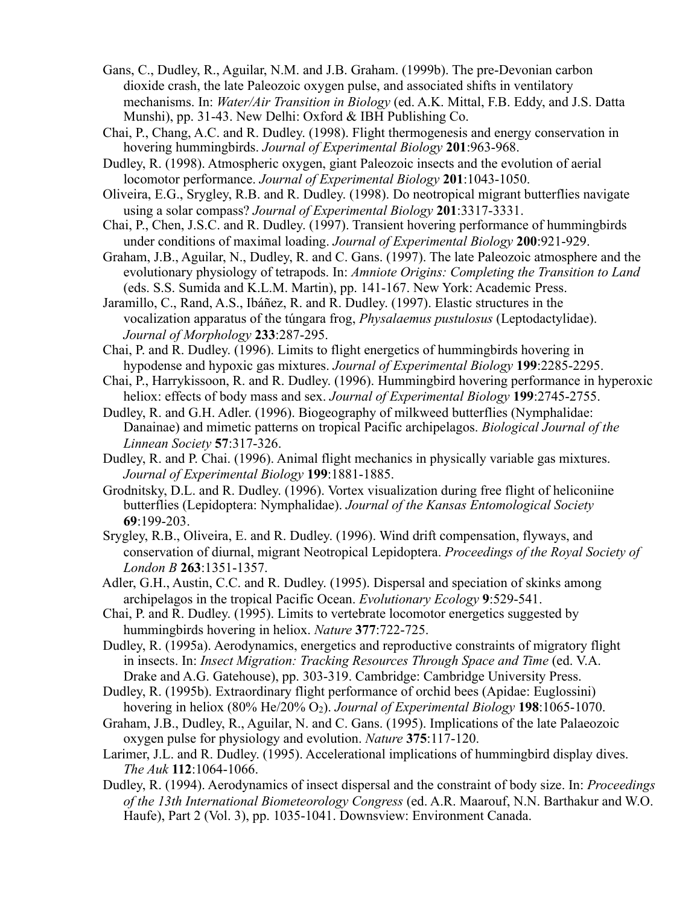Gans, C., Dudley, R., Aguilar, N.M. and J.B. Graham. (1999b). The pre-Devonian carbon dioxide crash, the late Paleozoic oxygen pulse, and associated shifts in ventilatory mechanisms. In: *Water/Air Transition in Biology* (ed. A.K. Mittal, F.B. Eddy, and J.S. Datta Munshi), pp. 31-43. New Delhi: Oxford & IBH Publishing Co.

Chai, P., Chang, A.C. and R. Dudley. (1998). Flight thermogenesis and energy conservation in hovering hummingbirds. *Journal of Experimental Biology* **201**:963-968.

Dudley, R. (1998). Atmospheric oxygen, giant Paleozoic insects and the evolution of aerial locomotor performance. *Journal of Experimental Biology* **201**:1043-1050.

Oliveira, E.G., Srygley, R.B. and R. Dudley. (1998). Do neotropical migrant butterflies navigate using a solar compass? *Journal of Experimental Biology* **201**:3317-3331.

Chai, P., Chen, J.S.C. and R. Dudley. (1997). Transient hovering performance of hummingbirds under conditions of maximal loading. *Journal of Experimental Biology* **200**:921-929.

Graham, J.B., Aguilar, N., Dudley, R. and C. Gans. (1997). The late Paleozoic atmosphere and the evolutionary physiology of tetrapods. In: *Amniote Origins: Completing the Transition to Land* (eds. S.S. Sumida and K.L.M. Martin), pp. 141-167. New York: Academic Press.

Jaramillo, C., Rand, A.S., Ibáñez, R. and R. Dudley. (1997). Elastic structures in the vocalization apparatus of the túngara frog, *Physalaemus pustulosus* (Leptodactylidae). *Journal of Morphology* **233**:287-295.

Chai, P. and R. Dudley. (1996). Limits to flight energetics of hummingbirds hovering in hypodense and hypoxic gas mixtures. *Journal of Experimental Biology* **199**:2285-2295.

Chai, P., Harrykissoon, R. and R. Dudley. (1996). Hummingbird hovering performance in hyperoxic heliox: effects of body mass and sex. *Journal of Experimental Biology* **199**:2745-2755.

Dudley, R. and G.H. Adler. (1996). Biogeography of milkweed butterflies (Nymphalidae: Danainae) and mimetic patterns on tropical Pacific archipelagos. *Biological Journal of the Linnean Society* **57**:317-326.

Dudley, R. and P. Chai. (1996). Animal flight mechanics in physically variable gas mixtures. *Journal of Experimental Biology* **199**:1881-1885.

Grodnitsky, D.L. and R. Dudley. (1996). Vortex visualization during free flight of heliconiine butterflies (Lepidoptera: Nymphalidae). *Journal of the Kansas Entomological Society* **69**:199-203.

Srygley, R.B., Oliveira, E. and R. Dudley. (1996). Wind drift compensation, flyways, and conservation of diurnal, migrant Neotropical Lepidoptera. *Proceedings of the Royal Society of London B* **263**:1351-1357.

Adler, G.H., Austin, C.C. and R. Dudley. (1995). Dispersal and speciation of skinks among archipelagos in the tropical Pacific Ocean. *Evolutionary Ecology* **9**:529-541.

Chai, P. and R. Dudley. (1995). Limits to vertebrate locomotor energetics suggested by hummingbirds hovering in heliox. *Nature* **377**:722-725.

Dudley, R. (1995a). Aerodynamics, energetics and reproductive constraints of migratory flight in insects. In: *Insect Migration: Tracking Resources Through Space and Time* (ed. V.A. Drake and A.G. Gatehouse), pp. 303-319. Cambridge: Cambridge University Press.

Dudley, R. (1995b). Extraordinary flight performance of orchid bees (Apidae: Euglossini) hovering in heliox (80% He/20% $O_2$). *Journal of Experimental Biology* **198**:1065-1070.

Graham, J.B., Dudley, R., Aguilar, N. and C. Gans. (1995). Implications of the late Palaeozoic oxygen pulse for physiology and evolution. *Nature* **375**:117-120.

Larimer, J.L. and R. Dudley. (1995). Accelerational implications of hummingbird display dives. *The Auk* **112**:1064-1066.

Dudley, R. (1994). Aerodynamics of insect dispersal and the constraint of body size. In: *Proceedings of the 13th International Biometeorology Congress* (ed. A.R. Maarouf, N.N. Barthakur and W.O. Haufe), Part 2 (Vol. 3), pp. 1035-1041. Downsview: Environment Canada.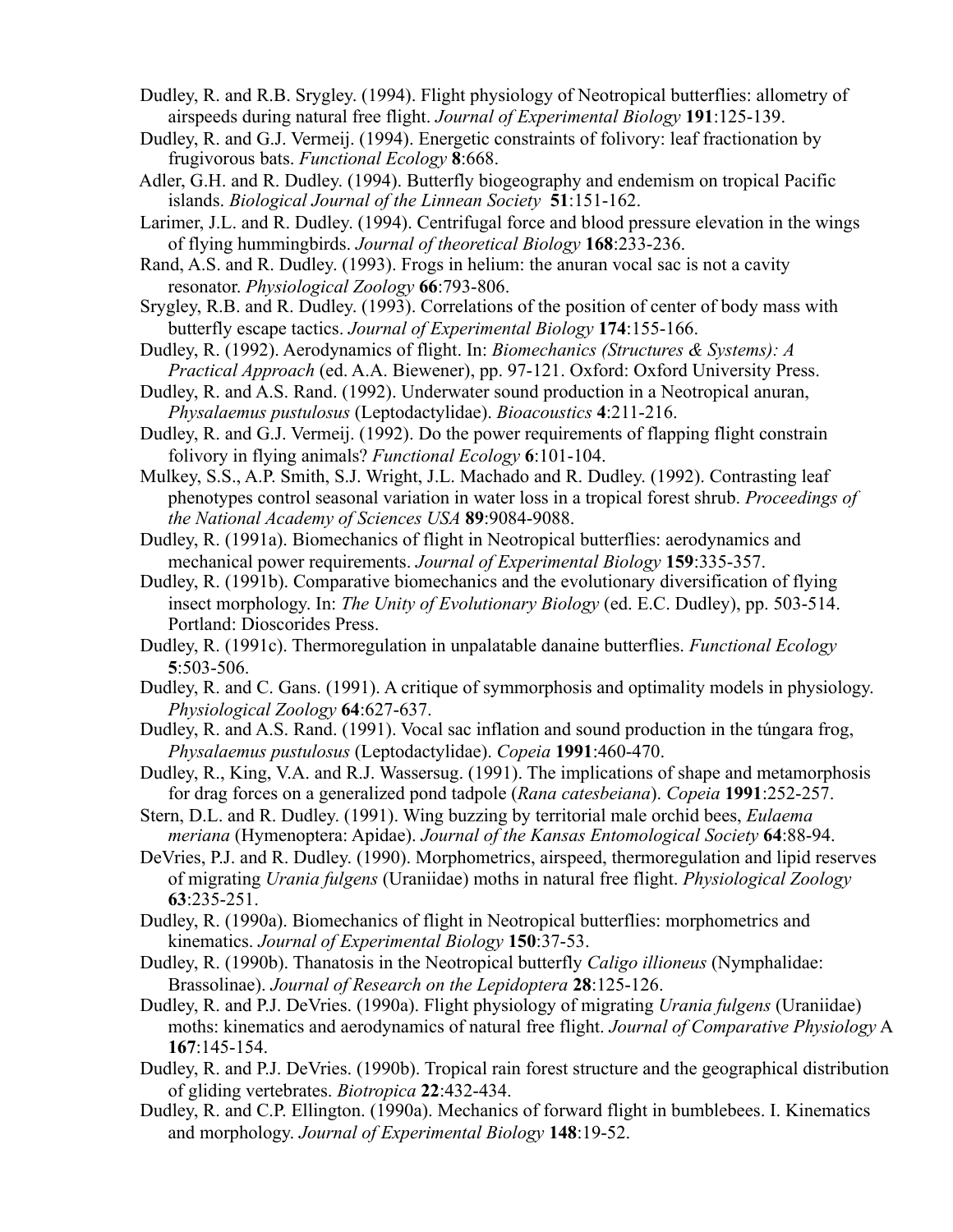Dudley, R. and R.B. Srygley. (1994). Flight physiology of Neotropical butterflies: allometry of airspeeds during natural free flight. *Journal of Experimental Biology* **191**:125-139.

Dudley, R. and G.J. Vermeij. (1994). Energetic constraints of folivory: leaf fractionation by frugivorous bats. *Functional Ecology* **8**:668.

Adler, G.H. and R. Dudley. (1994). Butterfly biogeography and endemism on tropical Pacific islands. *Biological Journal of the Linnean Society* **51**:151-162.

Larimer, J.L. and R. Dudley. (1994). Centrifugal force and blood pressure elevation in the wings of flying hummingbirds. *Journal of theoretical Biology* **168**:233-236.

Rand, A.S. and R. Dudley. (1993). Frogs in helium: the anuran vocal sac is not a cavity resonator. *Physiological Zoology* **66**:793-806.

Srygley, R.B. and R. Dudley. (1993). Correlations of the position of center of body mass with butterfly escape tactics. *Journal of Experimental Biology* **174**:155-166.

Dudley, R. (1992). Aerodynamics of flight. In: *Biomechanics (Structures & Systems): A Practical Approach* (ed. A.A. Biewener), pp. 97-121. Oxford: Oxford University Press.

Dudley, R. and A.S. Rand. (1992). Underwater sound production in a Neotropical anuran, *Physalaemus pustulosus* (Leptodactylidae). *Bioacoustics* **4**:211-216.

Dudley, R. and G.J. Vermeij. (1992). Do the power requirements of flapping flight constrain folivory in flying animals? *Functional Ecology* **6**:101-104.

Mulkey, S.S., A.P. Smith, S.J. Wright, J.L. Machado and R. Dudley. (1992). Contrasting leaf phenotypes control seasonal variation in water loss in a tropical forest shrub. *Proceedings of the National Academy of Sciences USA* **89**:9084-9088.

Dudley, R. (1991a). Biomechanics of flight in Neotropical butterflies: aerodynamics and mechanical power requirements. *Journal of Experimental Biology* **159**:335-357.

Dudley, R. (1991b). Comparative biomechanics and the evolutionary diversification of flying insect morphology. In: *The Unity of Evolutionary Biology* (ed. E.C. Dudley), pp. 503-514. Portland: Dioscorides Press.

Dudley, R. (1991c). Thermoregulation in unpalatable danaine butterflies. *Functional Ecology* **5**:503-506.

Dudley, R. and C. Gans. (1991). A critique of symmorphosis and optimality models in physiology. *Physiological Zoology* **64**:627-637.

Dudley, R. and A.S. Rand. (1991). Vocal sac inflation and sound production in the túngara frog, *Physalaemus pustulosus* (Leptodactylidae). *Copeia* **1991**:460-470.

Dudley, R., King, V.A. and R.J. Wassersug. (1991). The implications of shape and metamorphosis for drag forces on a generalized pond tadpole (*Rana catesbeiana*). *Copeia* **1991**:252-257.

Stern, D.L. and R. Dudley. (1991). Wing buzzing by territorial male orchid bees, *Eulaema meriana* (Hymenoptera: Apidae). *Journal of the Kansas Entomological Society* **64**:88-94.

DeVries, P.J. and R. Dudley. (1990). Morphometrics, airspeed, thermoregulation and lipid reserves of migrating *Urania fulgens* (Uraniidae) moths in natural free flight. *Physiological Zoology* **63**:235-251.

Dudley, R. (1990a). Biomechanics of flight in Neotropical butterflies: morphometrics and kinematics. *Journal of Experimental Biology* **150**:37-53.

Dudley, R. (1990b). Thanatosis in the Neotropical butterfly *Caligo illioneus* (Nymphalidae: Brassolinae). *Journal of Research on the Lepidoptera* **28**:125-126.

Dudley, R. and P.J. DeVries. (1990a). Flight physiology of migrating *Urania fulgens* (Uraniidae) moths: kinematics and aerodynamics of natural free flight. *Journal of Comparative Physiology* A **167**:145-154.

Dudley, R. and P.J. DeVries. (1990b). Tropical rain forest structure and the geographical distribution of gliding vertebrates. *Biotropica* **22**:432-434.

Dudley, R. and C.P. Ellington. (1990a). Mechanics of forward flight in bumblebees. I. Kinematics and morphology. *Journal of Experimental Biology* **148**:19-52.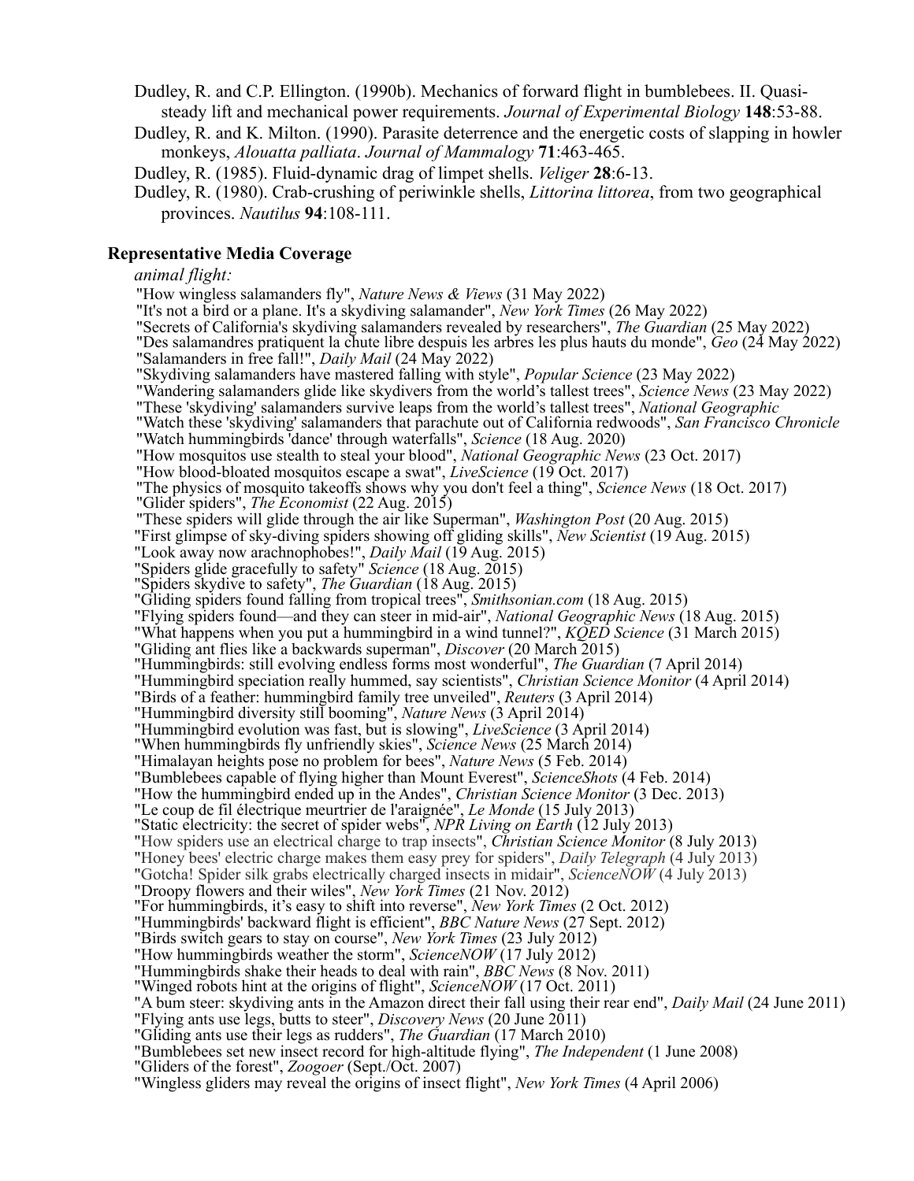Dudley, R. and C.P. Ellington. (1990b). Mechanics of forward flight in bumblebees. II. Quasi-steady lift and mechanical power requirements. *Journal of Experimental Biology* **148**:53-88.

Dudley, R. and K. Milton. (1990). Parasite deterrence and the energetic costs of slapping in howler monkeys, *Alouatta palliata*. *Journal of Mammalogy* **71**:463-465.

Dudley, R. (1985). Fluid-dynamic drag of limpet shells. *Veliger* **28**:6-13.

Dudley, R. (1980). Crab-crushing of periwinkle shells, *Littorina littorea*, from two geographical provinces. *Nautilus* **94**:108-111.

## Representative Media Coverage

*animal flight:*

"How wingless salamanders fly", *Nature News & Views* (31 May 2022)
"It's not a bird or a plane. It's a skydiving salamander", *New York Times* (26 May 2022)
"Secrets of California's skydiving salamanders revealed by researchers", *The Guardian* (25 May 2022)
"Des salamandres pratiquent la chute libre despuis les arbres les plus hauts du monde", *Geo* (24 May 2022)
"Salamanders in free fall!", *Daily Mail* (24 May 2022)
"Skydiving salamanders have mastered falling with style", *Popular Science* (23 May 2022)
"Wandering salamanders glide like skydivers from the world's tallest trees", *Science News* (23 May 2022)
"These 'skydiving' salamanders survive leaps from the world's tallest trees", *National Geographic*
"Watch these 'skydiving' salamanders that parachute out of California redwoods", *San Francisco Chronicle*
"Watch hummingbirds 'dance' through waterfalls", *Science* (18 Aug. 2020)
"How mosquitos use stealth to steal your blood", *National Geographic News* (23 Oct. 2017)
"How blood-bloated mosquitos escape a swat", *LiveScience* (19 Oct. 2017)
"The physics of mosquito takeoffs shows why you don't feel a thing", *Science News* (18 Oct. 2017)
"Glider spiders", *The Economist* (22 Aug. 2015)
"These spiders will glide through the air like Superman", *Washington Post* (20 Aug. 2015)
"First glimpse of sky-diving spiders showing off gliding skills", *New Scientist* (19 Aug. 2015)
"Look away now arachnophobes!", *Daily Mail* (19 Aug. 2015)
"Spiders glide gracefully to safety" *Science* (18 Aug. 2015)
"Spiders skydive to safety", *The Guardian* (18 Aug. 2015)
"Gliding spiders found falling from tropical trees", *Smithsonian.com* (18 Aug. 2015)
"Flying spiders found—and they can steer in mid-air", *National Geographic News* (18 Aug. 2015)
"What happens when you put a hummingbird in a wind tunnel?", *KQED Science* (31 March 2015)
"Gliding ant flies like a backwards superman", *Discover* (20 March 2015)
"Hummingbirds: still evolving endless forms most wonderful", *The Guardian* (7 April 2014)
"Hummingbird speciation really hummed, say scientists", *Christian Science Monitor* (4 April 2014)
"Birds of a feather: hummingbird family tree unveiled", *Reuters* (3 April 2014)
"Hummingbird diversity still booming", *Nature News* (3 April 2014)
"Hummingbird evolution was fast, but is slowing", *LiveScience* (3 April 2014)
"When hummingbirds fly unfriendly skies", *Science News* (25 March 2014)
"Himalayan heights pose no problem for bees", *Nature News* (5 Feb. 2014)
"Bumblebees capable of flying higher than Mount Everest", *ScienceShots* (4 Feb. 2014)
"How the hummingbird ended up in the Andes", *Christian Science Monitor* (3 Dec. 2013)
"Le coup de fil électrique meurtrier de l'araignée", *Le Monde* (15 July 2013)
"Static electricity: the secret of spider webs", *NPR Living on Earth* (12 July 2013)
"How spiders use an electrical charge to trap insects", *Christian Science Monitor* (8 July 2013)
"Honey bees' electric charge makes them easy prey for spiders", *Daily Telegraph* (4 July 2013)
"Gotcha! Spider silk grabs electrically charged insects in midair", *ScienceNOW* (4 July 2013)
"Droopy flowers and their wiles", *New York Times* (21 Nov. 2012)
"For hummingbirds, it's easy to shift into reverse", *New York Times* (2 Oct. 2012)
"Hummingbirds' backward flight is efficient", *BBC Nature News* (27 Sept. 2012)
"Birds switch gears to stay on course", *New York Times* (23 July 2012)
"How hummingbirds weather the storm", *ScienceNOW* (17 July 2012)
"Hummingbirds shake their heads to deal with rain", *BBC News* (8 Nov. 2011)
"Winged robots hint at the origins of flight", *ScienceNOW* (17 Oct. 2011)
"A bum steer: skydiving ants in the Amazon direct their fall using their rear end", *Daily Mail* (24 June 2011)
"Flying ants use legs, butts to steer", *Discovery News* (20 June 2011)
"Gliding ants use their legs as rudders", *The Guardian* (17 March 2010)
"Bumblebees set new insect record for high-altitude flying", *The Independent* (1 June 2008)
"Gliders of the forest", *Zoogoer* (Sept./Oct. 2007)
"Wingless gliders may reveal the origins of insect flight", *New York Times* (4 April 2006)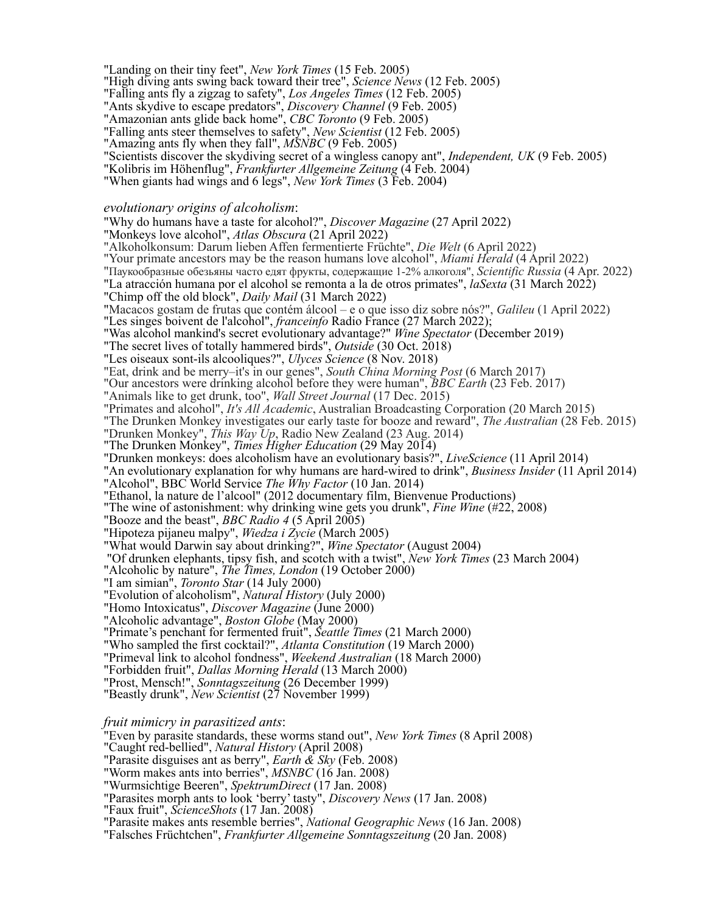"Landing on their tiny feet", *New York Times* (15 Feb. 2005)
"High diving ants swing back toward their tree", *Science News* (12 Feb. 2005)
"Falling ants fly a zigzag to safety", *Los Angeles Times* (12 Feb. 2005)
"Ants skydive to escape predators", *Discovery Channel* (9 Feb. 2005)
"Amazonian ants glide back home", *CBC Toronto* (9 Feb. 2005)
"Falling ants steer themselves to safety", *New Scientist* (12 Feb. 2005)
"Amazing ants fly when they fall", *MSNBC* (9 Feb. 2005)
"Scientists discover the skydiving secret of a wingless canopy ant", *Independent, UK* (9 Feb. 2005)
"Kolibris im Höhenflug", *Frankfurter Allgemeine Zeitung* (4 Feb. 2004)
"When giants had wings and 6 legs", *New York Times* (3 Feb. 2004)

*evolutionary origins of alcoholism*:
"Why do humans have a taste for alcohol?", *Discover Magazine* (27 April 2022)
"Monkeys love alcohol", *Atlas Obscura* (21 April 2022)
"Alkoholkonsum: Darum lieben Affen fermentierte Früchte", *Die Welt* (6 April 2022)
"Your primate ancestors may be the reason humans love alcohol", *Miami Herald* (4 April 2022)
"Паукообразные обезьяны часто едят фрукты, содержащие 1-2% алкоголя", *Scientific Russia* (4 Apr. 2022)
"La atracción humana por el alcohol se remonta a la de otros primates", *laSexta* (31 March 2022)
"Chimp off the old block", *Daily Mail* (31 March 2022)
"Macacos gostam de frutas que contém álcool – e o que isso diz sobre nós?", *Galileu* (1 April 2022)
"Les singes boivent de l'alcool", *franceinfo* Radio France (27 March 2022);
"Was alcohol mankind's secret evolutionary advantage?" *Wine Spectator* (December 2019)
"The secret lives of totally hammered birds", *Outside* (30 Oct. 2018)
"Les oiseaux sont-ils alcooliques?", *Ulyces Science* (8 Nov. 2018)
"Eat, drink and be merry–it's in our genes", *South China Morning Post* (6 March 2017)
"Our ancestors were drinking alcohol before they were human", *BBC Earth* (23 Feb. 2017)
"Animals like to get drunk, too", *Wall Street Journal* (17 Dec. 2015)
"Primates and alcohol", *It's All Academic*, Australian Broadcasting Corporation (20 March 2015)
"The Drunken Monkey investigates our early taste for booze and reward", *The Australian* (28 Feb. 2015)
"Drunken Monkey", *This Way Up*, Radio New Zealand (23 Aug. 2014)
"The Drunken Monkey", *Times Higher Education* (29 May 2014)
"Drunken monkeys: does alcoholism have an evolutionary basis?", *LiveScience* (11 April 2014)
"An evolutionary explanation for why humans are hard-wired to drink", *Business Insider* (11 April 2014)
"Alcohol", BBC World Service *The Why Factor* (10 Jan. 2014)
"Ethanol, la nature de l'alcool" (2012 documentary film, Bienvenue Productions)
"The wine of astonishment: why drinking wine gets you drunk", *Fine Wine* (#22, 2008)
"Booze and the beast", *BBC Radio 4* (5 April 2005)
"Hipoteza pijaneu malpy", *Wiedza i Zycie* (March 2005)
"What would Darwin say about drinking?", *Wine Spectator* (August 2004)
"Of drunken elephants, tipsy fish, and scotch with a twist", *New York Times* (23 March 2004)
"Alcoholic by nature", *The Times, London* (19 October 2000)
"I am simian", *Toronto Star* (14 July 2000)
"Evolution of alcoholism", *Natural History* (July 2000)
"Homo Intoxicatus", *Discover Magazine* (June 2000)
"Alcoholic advantage", *Boston Globe* (May 2000)
"Primate's penchant for fermented fruit", *Seattle Times* (21 March 2000)
"Who sampled the first cocktail?", *Atlanta Constitution* (19 March 2000)
"Primeval link to alcohol fondness", *Weekend Australian* (18 March 2000)
"Forbidden fruit", *Dallas Morning Herald* (13 March 2000)
"Prost, Mensch!", *Sonntagszeitung* (26 December 1999)
"Beastly drunk", *New Scientist* (27 November 1999)

*fruit mimicry in parasitized ants*:
"Even by parasite standards, these worms stand out", *New York Times* (8 April 2008)
"Caught red-bellied", *Natural History* (April 2008)
"Parasite disguises ant as berry", *Earth & Sky* (Feb. 2008)
"Worm makes ants into berries", *MSNBC* (16 Jan. 2008)
"Wurmsichtige Beeren", *SpektrumDirect* (17 Jan. 2008)
"Parasites morph ants to look 'berry' tasty", *Discovery News* (17 Jan. 2008)
"Faux fruit", *ScienceShots* (17 Jan. 2008)
"Parasite makes ants resemble berries", *National Geographic News* (16 Jan. 2008)
"Falsches Früchtchen", *Frankfurter Allgemeine Sonntagszeitung* (20 Jan. 2008)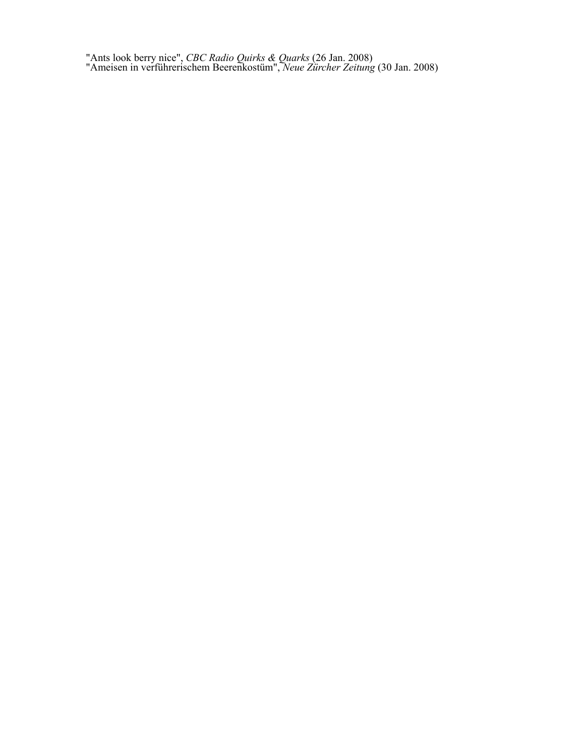"Ants look berry nice", *CBC Radio Quirks & Quarks* (26 Jan. 2008)
"Ameisen in verführerischem Beerenkostüm", *Neue Zürcher Zeitung* (30 Jan. 2008)